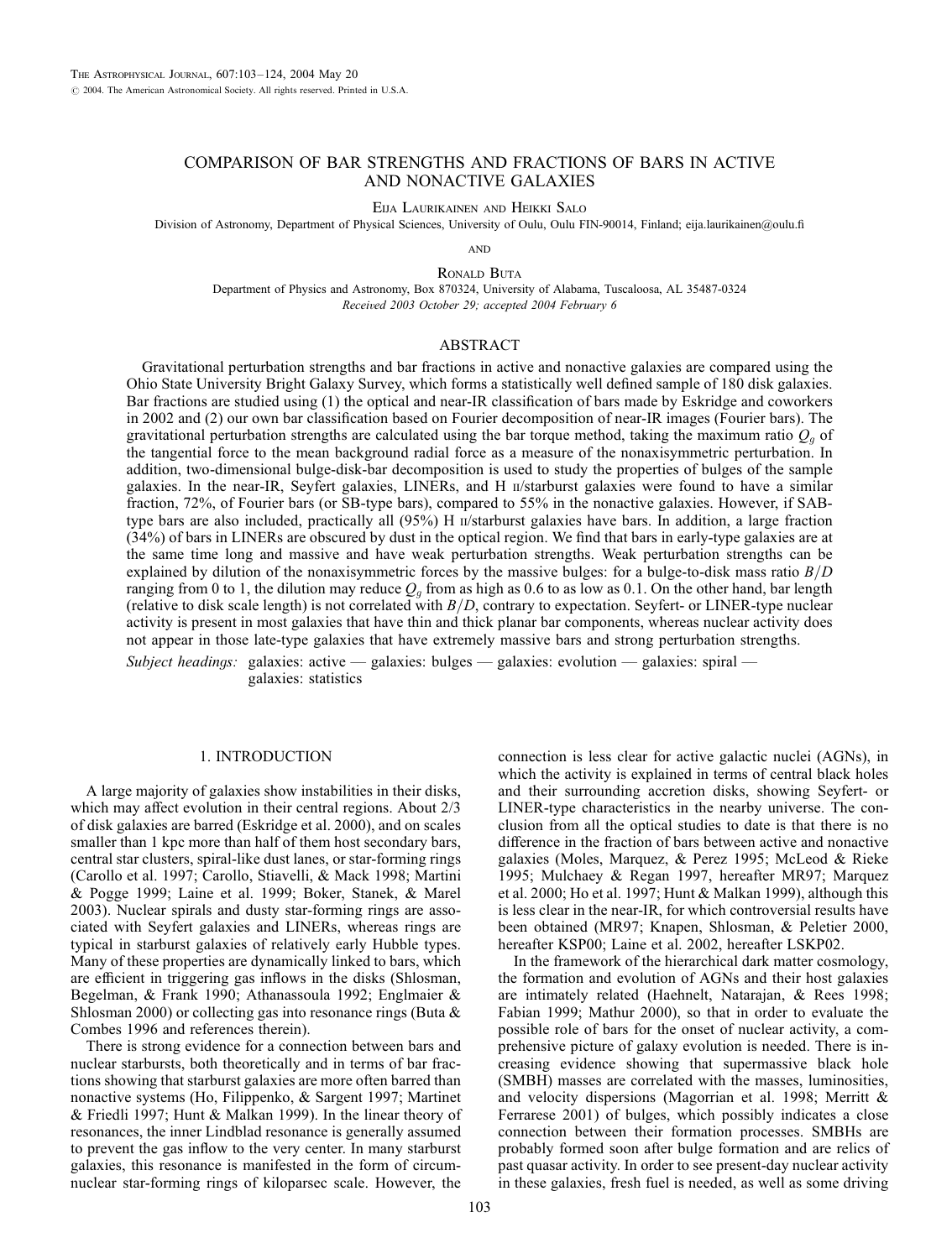# COMPARISON OF BAR STRENGTHS AND FRACTIONS OF BARS IN ACTIVE AND NONACTIVE GALAXIES

Eija Laurikainen and Heikki Salo

Division of Astronomy, Department of Physical Sciences, University of Oulu, Oulu FIN-90014, Finland; eija.laurikainen@oulu.fi

and

Ronald Buta

Department of Physics and Astronomy, Box 870324, University of Alabama, Tuscaloosa, AL 35487-0324

*Received 2003 October 29; accepted 2004 February 6*

## ABSTRACT

Gravitational perturbation strengths and bar fractions in active and nonactive galaxies are compared using the Ohio State University Bright Galaxy Survey, which forms a statistically well defined sample of 180 disk galaxies. Bar fractions are studied using (1) the optical and near-IR classification of bars made by Eskridge and coworkers in 2002 and (2) our own bar classification based on Fourier decomposition of near-IR images (Fourier bars). The gravitational perturbation strengths are calculated using the bar torque method, taking the maximum ratio $Q_g$ of the tangential force to the mean background radial force as a measure of the nonaxisymmetric perturbation. In addition, two-dimensional bulge-disk-bar decomposition is used to study the properties of bulges of the sample galaxies. In the near-IR, Seyfert galaxies, LINERs, and H II/starburst galaxies were found to have a similar fraction, 72%, of Fourier bars (or SB-type bars), compared to 55% in the nonactive galaxies. However, if SAB-type bars are also included, practically all (95%) H II/starburst galaxies have bars. In addition, a large fraction (34%) of bars in LINERs are obscured by dust in the optical region. We find that bars in early-type galaxies are at the same time long and massive and have weak perturbation strengths. Weak perturbation strengths can be explained by dilution of the nonaxisymmetric forces by the massive bulges: for a bulge-to-disk mass ratio $B/D$ ranging from 0 to 1, the dilution may reduce $Q_g$ from as high as 0.6 to as low as 0.1. On the other hand, bar length (relative to disk scale length) is not correlated with $B/D$, contrary to expectation. Seyfert- or LINER-type nuclear activity is present in most galaxies that have thin and thick planar bar components, whereas nuclear activity does not appear in those late-type galaxies that have extremely massive bars and strong perturbation strengths.

*Subject headings:* galaxies: active — galaxies: bulges — galaxies: evolution — galaxies: spiral — galaxies: statistics

## 1. INTRODUCTION

A large majority of galaxies show instabilities in their disks, which may affect evolution in their central regions. About 2/3 of disk galaxies are barred (Eskridge et al. 2000), and on scales smaller than 1 kpc more than half of them host secondary bars, central star clusters, spiral-like dust lanes, or star-forming rings (Carollo et al. 1997; Carollo, Stiavelli, & Mack 1998; Martini & Pogge 1999; Laine et al. 1999; Boker, Stanek, & Marel 2003). Nuclear spirals and dusty star-forming rings are associated with Seyfert galaxies and LINERs, whereas rings are typical in starburst galaxies of relatively early Hubble types. Many of these properties are dynamically linked to bars, which are efficient in triggering gas inflows in the disks (Shlosman, Begelman, & Frank 1990; Athanassoula 1992; Englmaier & Shlosman 2000) or collecting gas into resonance rings (Buta & Combes 1996 and references therein).

There is strong evidence for a connection between bars and nuclear starbursts, both theoretically and in terms of bar fractions showing that starburst galaxies are more often barred than nonactive systems (Ho, Filippenko, & Sargent 1997; Martinet & Friedli 1997; Hunt & Malkan 1999). In the linear theory of resonances, the inner Lindblad resonance is generally assumed to prevent the gas inflow to the very center. In many starburst galaxies, this resonance is manifested in the form of circumnuclear star-forming rings of kiloparsec scale. However, the connection is less clear for active galactic nuclei (AGNs), in which the activity is explained in terms of central black holes and their surrounding accretion disks, showing Seyfert- or LINER-type characteristics in the nearby universe. The conclusion from all the optical studies to date is that there is no difference in the fraction of bars between active and nonactive galaxies (Moles, Marquez, & Perez 1995; McLeod & Rieke 1995; Mulchaey & Regan 1997, hereafter MR97; Marquez et al. 2000; Ho et al. 1997; Hunt & Malkan 1999), although this is less clear in the near-IR, for which controversial results have been obtained (MR97; Knapen, Shlosman, & Peletier 2000, hereafter KSP00; Laine et al. 2002, hereafter LSKP02.

In the framework of the hierarchical dark matter cosmology, the formation and evolution of AGNs and their host galaxies are intimately related (Haehnelt, Natarajan, & Rees 1998; Fabian 1999; Mathur 2000), so that in order to evaluate the possible role of bars for the onset of nuclear activity, a comprehensive picture of galaxy evolution is needed. There is increasing evidence showing that supermassive black hole (SMBH) masses are correlated with the masses, luminosities, and velocity dispersions (Magorrian et al. 1998; Merritt & Ferrarese 2001) of bulges, which possibly indicates a close connection between their formation processes. SMBHs are probably formed soon after bulge formation and are relics of past quasar activity. In order to see present-day nuclear activity in these galaxies, fresh fuel is needed, as well as some driving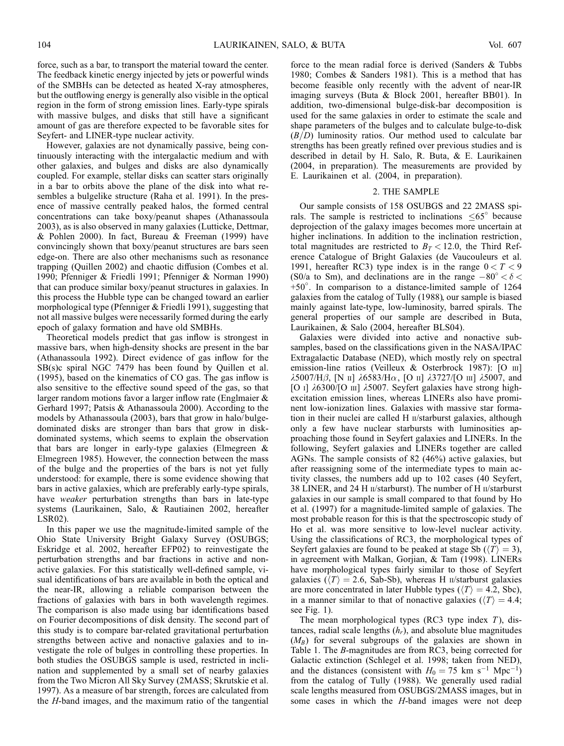force, such as a bar, to transport the material toward the center. The feedback kinetic energy injected by jets or powerful winds of the SMBHs can be detected as heated X-ray atmospheres, but the outflowing energy is generally also visible in the optical region in the form of strong emission lines. Early-type spirals with massive bulges, and disks that still have a significant amount of gas are therefore expected to be favorable sites for Seyfert- and LINER-type nuclear activity.

However, galaxies are not dynamically passive, being continuously interacting with the intergalactic medium and with other galaxies, and bulges and disks are also dynamically coupled. For example, stellar disks can scatter stars originally in a bar to orbits above the plane of the disk into what resembles a bulgelike structure (Raha et al. 1991). In the presence of massive centrally peaked halos, the formed central concentrations can take boxy/peanut shapes (Athanassoula 2003), as is also observed in many galaxies (Lutticke, Dettmar, & Pohlen 2000). In fact, Bureau & Freeman (1999) have convincingly shown that boxy/peanut structures are bars seen edge-on. There are also other mechanisms such as resonance trapping (Quillen 2002) and chaotic diffusion (Combes et al. 1990; Pfenniger & Friedli 1991; Pfenniger & Norman 1990) that can produce similar boxy/peanut structures in galaxies. In this process the Hubble type can be changed toward an earlier morphological type (Pfenniger & Friedli 1991), suggesting that not all massive bulges were necessarily formed during the early epoch of galaxy formation and have old SMBHs.

Theoretical models predict that gas inflow is strongest in massive bars, when high-density shocks are present in the bar (Athanassoula 1992). Direct evidence of gas inflow for the SB(s)c spiral NGC 7479 has been found by Quillen et al. (1995), based on the kinematics of CO gas. The gas inflow is also sensitive to the effective sound speed of the gas, so that larger random motions favor a larger inflow rate (Englmaier & Gerhard 1997; Patsis & Athanassoula 2000). According to the models by Athanassoula (2003), bars that grow in halo/bulge-dominated disks are stronger than bars that grow in disk-dominated systems, which seems to explain the observation that bars are longer in early-type galaxies (Elmegreen & Elmegreen 1985). However, the connection between the mass of the bulge and the properties of the bars is not yet fully understood: for example, there is some evidence showing that bars in active galaxies, which are preferably early-type spirals, have *weaker* perturbation strengths than bars in late-type systems (Laurikainen, Salo, & Rautiainen 2002, hereafter LSR02).

In this paper we use the magnitude-limited sample of the Ohio State University Bright Galaxy Survey (OSUBGS; Eskridge et al. 2002, hereafter EFP02) to reinvestigate the perturbation strengths and bar fractions in active and nonactive galaxies. For this statistically well-defined sample, visual identifications of bars are available in both the optical and the near-IR, allowing a reliable comparison between the fractions of galaxies with bars in both wavelength regimes. The comparison is also made using bar identifications based on Fourier decompositions of disk density. The second part of this study is to compare bar-related gravitational perturbation strengths between active and nonactive galaxies and to investigate the role of bulges in controlling these properties. In both studies the OSUBGS sample is used, restricted in inclination and supplemented by a small set of nearby galaxies from the Two Micron All Sky Survey (2MASS; Skrutskie et al. 1997). As a measure of bar strength, forces are calculated from the $H$-band images, and the maximum ratio of the tangential force to the mean radial force is derived (Sanders & Tubbs 1980; Combes & Sanders 1981). This is a method that has become feasible only recently with the advent of near-IR imaging surveys (Buta & Block 2001, hereafter BB01). In addition, two-dimensional bulge-disk-bar decomposition is used for the same galaxies in order to estimate the scale and shape parameters of the bulges and to calculate bulge-to-disk ($B/D$) luminosity ratios. Our method used to calculate bar strengths has been greatly refined over previous studies and is described in detail by H. Salo, R. Buta, & E. Laurikainen (2004, in preparation). The measurements are provided by E. Laurikainen et al. (2004, in preparation).

## 2. THE SAMPLE

Our sample consists of 158 OSUBGS and 22 2MASS spirals. The sample is restricted to inclinations $\leq 65°$ because deprojection of the galaxy images becomes more uncertain at higher inclinations. In addition to the inclination restriction, total magnitudes are restricted to $B_T < 12.0$, the Third Reference Catalogue of Bright Galaxies (de Vaucouleurs et al. 1991, hereafter RC3) type index is in the range $0 < T < 9$ (S0/a to Sm), and declinations are in the range $-80° < \delta < +50°$. In comparison to a distance-limited sample of 1264 galaxies from the catalog of Tully (1988), our sample is biased mainly against late-type, low-luminosity, barred spirals. The general properties of our sample are described in Buta, Laurikainen, & Salo (2004, hereafter BLS04).

Galaxies were divided into active and nonactive subsamples, based on the classifications given in the NASA/IPAC Extragalactic Database (NED), which mostly rely on spectral emission-line ratios (Veilleux & Osterbrock 1987): [O III] $\lambda$5007/H$\beta$, [N II] $\lambda$6583/H$\alpha$, [O II] $\lambda$3727/[O III] $\lambda$5007, and [O I] $\lambda$6300/[O III] $\lambda$5007. Seyfert galaxies have strong high-excitation emission lines, whereas LINERs also have prominent low-ionization lines. Galaxies with massive star formation in their nuclei are called H II/starburst galaxies, although only a few have nuclear starbursts with luminosities approaching those found in Seyfert galaxies and LINERs. In the following, Seyfert galaxies and LINERs together are called AGNs. The sample consists of 82 (46%) active galaxies, but after reassigning some of the intermediate types to main activity classes, the numbers add up to 102 cases (40 Seyfert, 38 LINER, and 24 H II/starburst). The number of H II/starburst galaxies in our sample is small compared to that found by Ho et al. (1997) for a magnitude-limited sample of galaxies. The most probable reason for this is that the spectroscopic study of Ho et al. was more sensitive to low-level nuclear activity. Using the classifications of RC3, the morphological types of Seyfert galaxies are found to be peaked at stage Sb ($\langle T \rangle = 3$), in agreement with Malkan, Gorjian, & Tam (1998). LINERs have morphological types fairly similar to those of Seyfert galaxies ($\langle T \rangle = 2.6$, Sab-Sb), whereas H II/starburst galaxies are more concentrated in later Hubble types ($\langle T \rangle = 4.2$, Sbc), in a manner similar to that of nonactive galaxies ($\langle T \rangle = 4.4$; see Fig. 1).

The mean morphological types (RC3 type index $T$), distances, radial scale lengths ($h_r$), and absolute blue magnitudes ($M_B$) for several subgroups of the galaxies are shown in Table 1. The $B$-magnitudes are from RC3, being corrected for Galactic extinction (Schlegel et al. 1998; taken from NED), and the distances (consistent with $H_0 = 75$ km s$^{-1}$ Mpc$^{-1}$) from the catalog of Tully (1988). We generally used radial scale lengths measured from OSUBGS/2MASS images, but in some cases in which the $H$-band images were not deep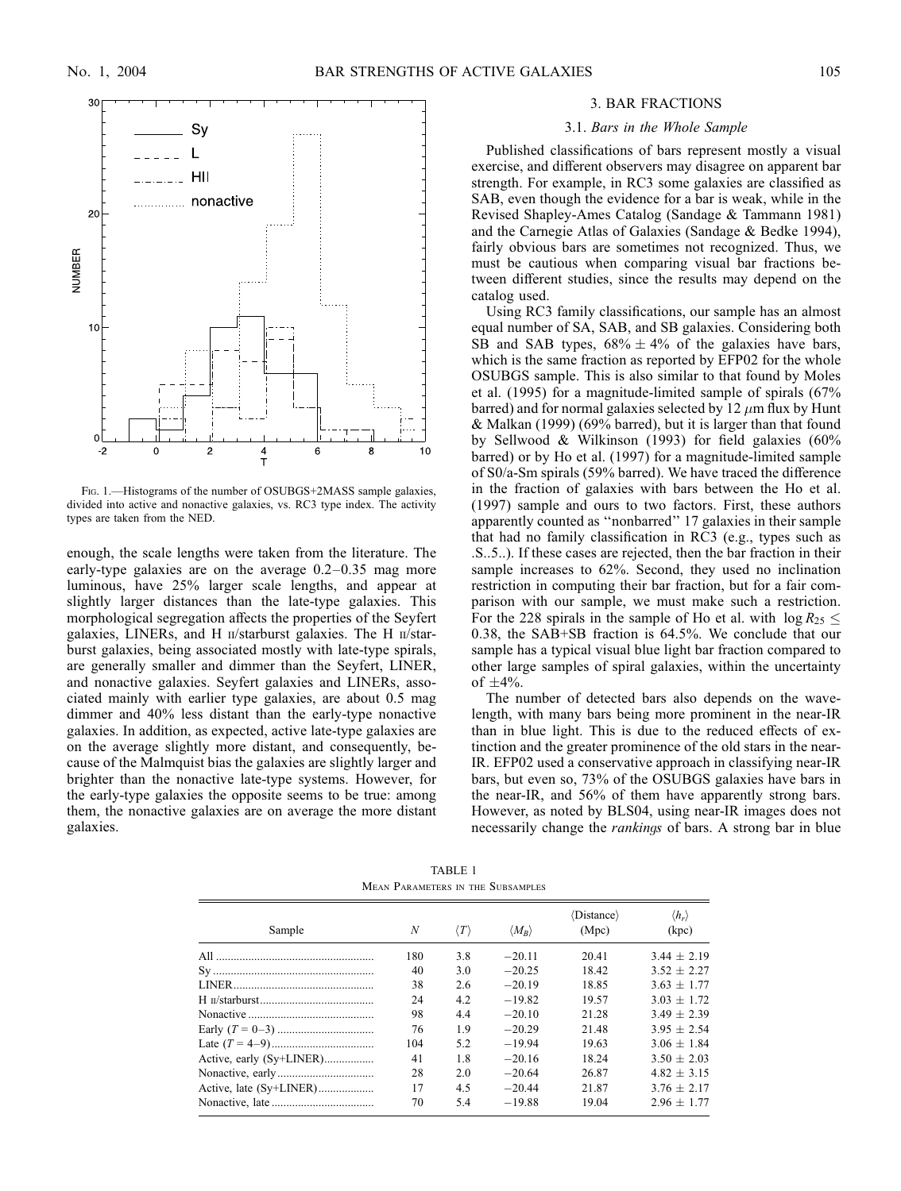Fig. 1.—Histograms of the number of OSUBGS+2MASS sample galaxies, divided into active and nonactive galaxies, vs. RC3 type index. The activity types are taken from the NED.

enough, the scale lengths were taken from the literature. The early-type galaxies are on the average 0.2–0.35 mag more luminous, have 25% larger scale lengths, and appear at slightly larger distances than the late-type galaxies. This morphological segregation affects the properties of the Seyfert galaxies, LINERs, and H II/starburst galaxies. The H II/starburst galaxies, being associated mostly with late-type spirals, are generally smaller and dimmer than the Seyfert, LINER, and nonactive galaxies. Seyfert galaxies and LINERs, associated mainly with earlier type galaxies, are about 0.5 mag dimmer and 40% less distant than the early-type nonactive galaxies. In addition, as expected, active late-type galaxies are on the average slightly more distant, and consequently, because of the Malmquist bias the galaxies are slightly larger and brighter than the nonactive late-type systems. However, for the early-type galaxies the opposite seems to be true: among them, the nonactive galaxies are on average the more distant galaxies.

## 3. BAR FRACTIONS

### 3.1. *Bars in the Whole Sample*

Published classifications of bars represent mostly a visual exercise, and different observers may disagree on apparent bar strength. For example, in RC3 some galaxies are classified as SAB, even though the evidence for a bar is weak, while in the Revised Shapley-Ames Catalog (Sandage & Tammann 1981) and the Carnegie Atlas of Galaxies (Sandage & Bedke 1994), fairly obvious bars are sometimes not recognized. Thus, we must be cautious when comparing visual bar fractions between different studies, since the results may depend on the catalog used.

Using RC3 family classifications, our sample has an almost equal number of SA, SAB, and SB galaxies. Considering both SB and SAB types, $68\% \pm 4\%$ of the galaxies have bars, which is the same fraction as reported by EFP02 for the whole OSUBGS sample. This is also similar to that found by Moles et al. (1995) for a magnitude-limited sample of spirals (67% barred) and for normal galaxies selected by 12 $\mu$m flux by Hunt & Malkan (1999) (69% barred), but it is larger than that found by Sellwood & Wilkinson (1993) for field galaxies (60% barred) or by Ho et al. (1997) for a magnitude-limited sample of S0/a-Sm spirals (59% barred). We have traced the difference in the fraction of galaxies with bars between the Ho et al. (1997) sample and ours to two factors. First, these authors apparently counted as "nonbarred" 17 galaxies in their sample that had no family classification in RC3 (e.g., types such as .S..5..). If these cases are rejected, then the bar fraction in their sample increases to 62%. Second, they used no inclination restriction in computing their bar fraction, but for a fair comparison with our sample, we must make such a restriction. For the 228 spirals in the sample of Ho et al. with $\log R_{25} \leq 0.38$, the SAB+SB fraction is 64.5%. We conclude that our sample has a typical visual blue light bar fraction compared to other large samples of spiral galaxies, within the uncertainty of $\pm 4\%$.

The number of detected bars also depends on the wavelength, with many bars being more prominent in the near-IR than in blue light. This is due to the reduced effects of extinction and the greater prominence of the old stars in the near-IR. EFP02 used a conservative approach in classifying near-IR bars, but even so, 73% of the OSUBGS galaxies have bars in the near-IR, and 56% of them have apparently strong bars. However, as noted by BLS04, using near-IR images does not necessarily change the *rankings* of bars. A strong bar in blue

TABLE 1
Mean Parameters in the Subsamples

| Sample | $N$ | $\langle T \rangle$ | $\langle M_B \rangle$ | $\langle$Distance$\rangle$ (Mpc) | $\langle h_r \rangle$ (kpc) |
|---|---|---|---|---|---|
| All | 180 | 3.8 | −20.11 | 20.41 | 3.44 ± 2.19 |
| Sy | 40 | 3.0 | −20.25 | 18.42 | 3.52 ± 2.27 |
| LINER | 38 | 2.6 | −20.19 | 18.85 | 3.63 ± 1.77 |
| H II/starburst | 24 | 4.2 | −19.82 | 19.57 | 3.03 ± 1.72 |
| Nonactive | 98 | 4.4 | −20.10 | 21.28 | 3.49 ± 2.39 |
| Early ($T$ = 0–3) | 76 | 1.9 | −20.29 | 21.48 | 3.95 ± 2.54 |
| Late ($T$ = 4–9) | 104 | 5.2 | −19.94 | 19.63 | 3.06 ± 1.84 |
| Active, early (Sy+LINER) | 41 | 1.8 | −20.16 | 18.24 | 3.50 ± 2.03 |
| Nonactive, early | 28 | 2.0 | −20.64 | 26.87 | 4.82 ± 3.15 |
| Active, late (Sy+LINER) | 17 | 4.5 | −20.44 | 21.87 | 3.76 ± 2.17 |
| Nonactive, late | 70 | 5.4 | −19.88 | 19.04 | 2.96 ± 1.77 |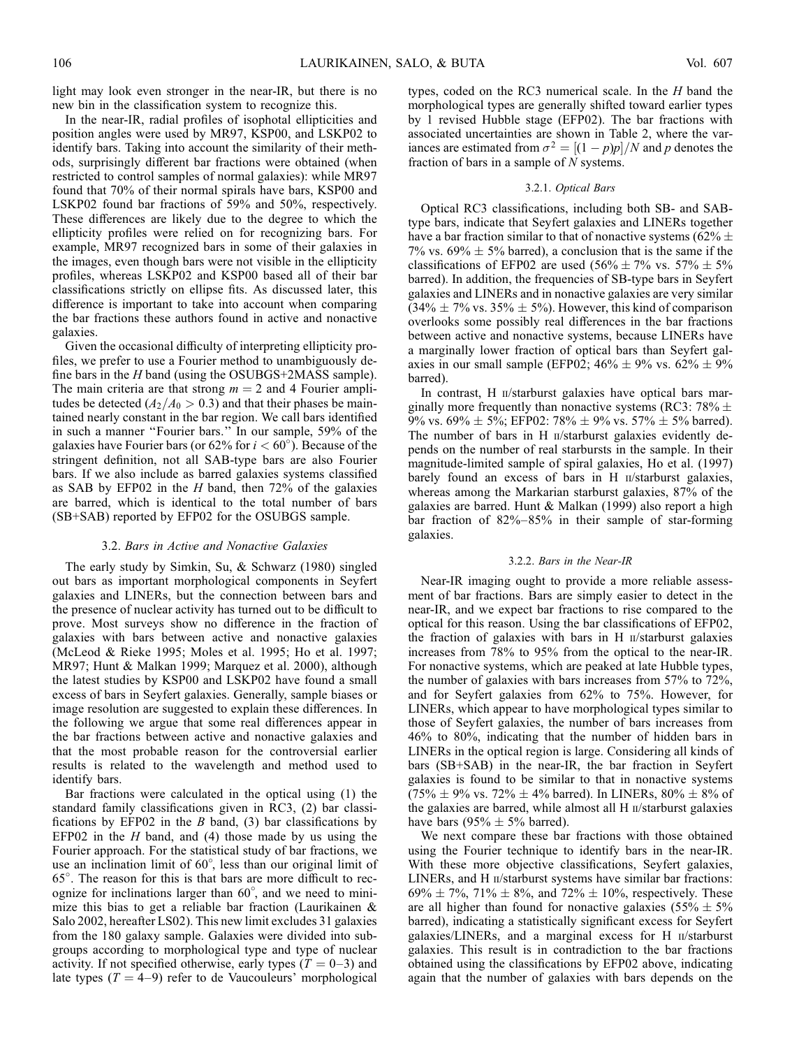light may look even stronger in the near-IR, but there is no new bin in the classification system to recognize this.

In the near-IR, radial profiles of isophotal ellipticities and position angles were used by MR97, KSP00, and LSKP02 to identify bars. Taking into account the similarity of their methods, surprisingly different bar fractions were obtained (when restricted to control samples of normal galaxies): while MR97 found that 70% of their normal spirals have bars, KSP00 and LSKP02 found bar fractions of 59% and 50%, respectively. These differences are likely due to the degree to which the ellipticity profiles were relied on for recognizing bars. For example, MR97 recognized bars in some of their galaxies in the images, even though bars were not visible in the ellipticity profiles, whereas LSKP02 and KSP00 based all of their bar classifications strictly on ellipse fits. As discussed later, this difference is important to take into account when comparing the bar fractions these authors found in active and nonactive galaxies.

Given the occasional difficulty of interpreting ellipticity profiles, we prefer to use a Fourier method to unambiguously define bars in the $H$ band (using the OSUBGS+2MASS sample). The main criteria are that strong $m = 2$ and 4 Fourier amplitudes be detected ($A_2/A_0 > 0.3$) and that their phases be maintained nearly constant in the bar region. We call bars identified in such a manner "Fourier bars." In our sample, 59% of the galaxies have Fourier bars (or 62% for $i < 60°$). Because of the stringent definition, not all SAB-type bars are also Fourier bars. If we also include as barred galaxies systems classified as SAB by EFP02 in the $H$ band, then 72% of the galaxies are barred, which is identical to the total number of bars (SB+SAB) reported by EFP02 for the OSUBGS sample.

### 3.2. *Bars in Active and Nonactive Galaxies*

The early study by Simkin, Su, & Schwarz (1980) singled out bars as important morphological components in Seyfert galaxies and LINERs, but the connection between bars and the presence of nuclear activity has turned out to be difficult to prove. Most surveys show no difference in the fraction of galaxies with bars between active and nonactive galaxies (McLeod & Rieke 1995; Moles et al. 1995; Ho et al. 1997; MR97; Hunt & Malkan 1999; Marquez et al. 2000), although the latest studies by KSP00 and LSKP02 have found a small excess of bars in Seyfert galaxies. Generally, sample biases or image resolution are suggested to explain these differences. In the following we argue that some real differences appear in the bar fractions between active and nonactive galaxies and that the most probable reason for the controversial earlier results is related to the wavelength and method used to identify bars.

Bar fractions were calculated in the optical using (1) the standard family classifications given in RC3, (2) bar classifications by EFP02 in the $B$ band, (3) bar classifications by EFP02 in the $H$ band, and (4) those made by us using the Fourier approach. For the statistical study of bar fractions, we use an inclination limit of 60°, less than our original limit of 65°. The reason for this is that bars are more difficult to recognize for inclinations larger than 60°, and we need to minimize this bias to get a reliable bar fraction (Laurikainen & Salo 2002, hereafter LS02). This new limit excludes 31 galaxies from the 180 galaxy sample. Galaxies were divided into subgroups according to morphological type and type of nuclear activity. If not specified otherwise, early types ($T = 0$–3) and late types ($T = 4$–9) refer to de Vaucouleurs' morphological types, coded on the RC3 numerical scale. In the $H$ band the morphological types are generally shifted toward earlier types by 1 revised Hubble stage (EFP02). The bar fractions with associated uncertainties are shown in Table 2, where the variances are estimated from $\sigma^2 = [(1 - p)p]/N$ and $p$ denotes the fraction of bars in a sample of $N$ systems.

#### 3.2.1. *Optical Bars*

Optical RC3 classifications, including both SB- and SAB-type bars, indicate that Seyfert galaxies and LINERs together have a bar fraction similar to that of nonactive systems (62% ± 7% vs. 69% ± 5% barred), a conclusion that is the same if the classifications of EFP02 are used (56% ± 7% vs. 57% ± 5% barred). In addition, the frequencies of SB-type bars in Seyfert galaxies and LINERs and in nonactive galaxies are very similar (34% ± 7% vs. 35% ± 5%). However, this kind of comparison overlooks some possibly real differences in the bar fractions between active and nonactive systems, because LINERs have a marginally lower fraction of optical bars than Seyfert galaxies in our small sample (EFP02; 46% ± 9% vs. 62% ± 9% barred).

In contrast, H II/starburst galaxies have optical bars marginally more frequently than nonactive systems (RC3: 78% ± 9% vs. 69% ± 5%; EFP02: 78% ± 9% vs. 57% ± 5% barred). The number of bars in H II/starburst galaxies evidently depends on the number of real starbursts in the sample. In their magnitude-limited sample of spiral galaxies, Ho et al. (1997) barely found an excess of bars in H II/starburst galaxies, whereas among the Markarian starburst galaxies, 87% of the galaxies are barred. Hunt & Malkan (1999) also report a high bar fraction of 82%–85% in their sample of star-forming galaxies.

#### 3.2.2. *Bars in the Near-IR*

Near-IR imaging ought to provide a more reliable assessment of bar fractions. Bars are simply easier to detect in the near-IR, and we expect bar fractions to rise compared to the optical for this reason. Using the bar classifications of EFP02, the fraction of galaxies with bars in H II/starburst galaxies increases from 78% to 95% from the optical to the near-IR. For nonactive systems, which are peaked at late Hubble types, the number of galaxies with bars increases from 57% to 72%, and for Seyfert galaxies from 62% to 75%. However, for LINERs, which appear to have morphological types similar to those of Seyfert galaxies, the number of bars increases from 46% to 80%, indicating that the number of hidden bars in LINERs in the optical region is large. Considering all kinds of bars (SB+SAB) in the near-IR, the bar fraction in Seyfert galaxies is found to be similar to that in nonactive systems (75% ± 9% vs. 72% ± 4% barred). In LINERs, 80% ± 8% of the galaxies are barred, while almost all H II/starburst galaxies have bars (95% ± 5% barred).

We next compare these bar fractions with those obtained using the Fourier technique to identify bars in the near-IR. With these more objective classifications, Seyfert galaxies, LINERs, and H II/starburst systems have similar bar fractions: 69% ± 7%, 71% ± 8%, and 72% ± 10%, respectively. These are all higher than found for nonactive galaxies (55% ± 5% barred), indicating a statistically significant excess for Seyfert galaxies/LINERs, and a marginal excess for H II/starburst galaxies. This result is in contradiction to the bar fractions obtained using the classifications by EFP02 above, indicating again that the number of galaxies with bars depends on the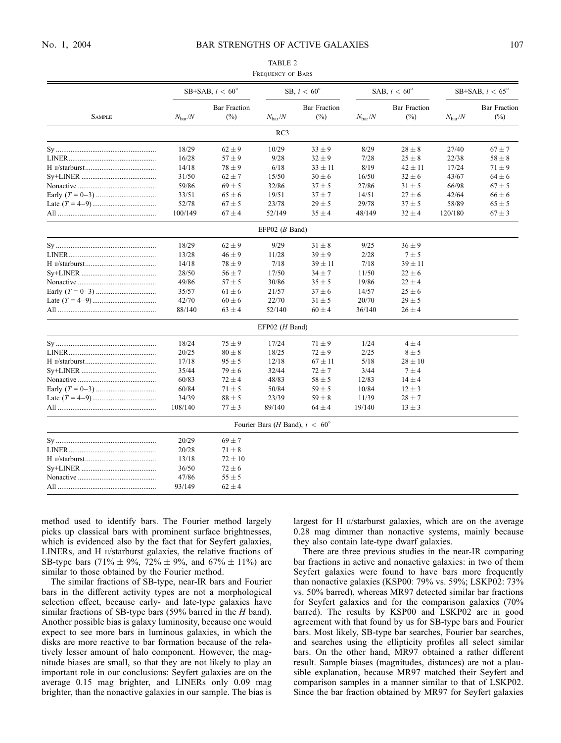TABLE 2
Frequency of Bars

| Sample | SB+SAB, $i < 60°$ $N_{bar}/N$ | SB+SAB, $i < 60°$ Bar Fraction (%) | SB, $i < 60°$ $N_{bar}/N$ | SB, $i < 60°$ Bar Fraction (%) | SAB, $i < 60°$ $N_{bar}/N$ | SAB, $i < 60°$ Bar Fraction (%) | SB+SAB, $i < 65°$ $N_{bar}/N$ | SB+SAB, $i < 65°$ Bar Fraction (%) |
|---|---|---|---|---|---|---|---|---|
| **RC3** | | | | | | | | |
| Sy | 18/29 | $62 \pm 9$ | 10/29 | $33 \pm 9$ | 8/29 | $28 \pm 8$ | 27/40 | $67 \pm 7$ |
| LINER | 16/28 | $57 \pm 9$ | 9/28 | $32 \pm 9$ | 7/28 | $25 \pm 8$ | 22/38 | $58 \pm 8$ |
| H II/starburst | 14/18 | $78 \pm 9$ | 6/18 | $33 \pm 11$ | 8/19 | $42 \pm 11$ | 17/24 | $71 \pm 9$ |
| Sy+LINER | 31/50 | $62 \pm 7$ | 15/50 | $30 \pm 6$ | 16/50 | $32 \pm 6$ | 43/67 | $64 \pm 6$ |
| Nonactive | 59/86 | $69 \pm 5$ | 32/86 | $37 \pm 5$ | 27/86 | $31 \pm 5$ | 66/98 | $67 \pm 5$ |
| Early ($T$ = 0–3) | 33/51 | $65 \pm 6$ | 19/51 | $37 \pm 7$ | 14/51 | $27 \pm 6$ | 42/64 | $66 \pm 6$ |
| Late ($T$ = 4–9) | 52/78 | $67 \pm 5$ | 23/78 | $29 \pm 5$ | 29/78 | $37 \pm 5$ | 58/89 | $65 \pm 5$ |
| All | 100/149 | $67 \pm 4$ | 52/149 | $35 \pm 4$ | 48/149 | $32 \pm 4$ | 120/180 | $67 \pm 3$ |
| **EFP02 ($B$ Band)** | | | | | | | | |
| Sy | 18/29 | $62 \pm 9$ | 9/29 | $31 \pm 8$ | 9/25 | $36 \pm 9$ | | |
| LINER | 13/28 | $46 \pm 9$ | 11/28 | $39 \pm 9$ | 2/28 | $7 \pm 5$ | | |
| H II/starburst | 14/18 | $78 \pm 9$ | 7/18 | $39 \pm 11$ | 7/18 | $39 \pm 11$ | | |
| Sy+LINER | 28/50 | $56 \pm 7$ | 17/50 | $34 \pm 7$ | 11/50 | $22 \pm 6$ | | |
| Nonactive | 49/86 | $57 \pm 5$ | 30/86 | $35 \pm 5$ | 19/86 | $22 \pm 4$ | | |
| Early ($T$ = 0–3) | 35/57 | $61 \pm 6$ | 21/57 | $37 \pm 6$ | 14/57 | $25 \pm 6$ | | |
| Late ($T$ = 4–9) | 42/70 | $60 \pm 6$ | 22/70 | $31 \pm 5$ | 20/70 | $29 \pm 5$ | | |
| All | 88/140 | $63 \pm 4$ | 52/140 | $60 \pm 4$ | 36/140 | $26 \pm 4$ | | |
| **EFP02 ($H$ Band)** | | | | | | | | |
| Sy | 18/24 | $75 \pm 9$ | 17/24 | $71 \pm 9$ | 1/24 | $4 \pm 4$ | | |
| LINER | 20/25 | $80 \pm 8$ | 18/25 | $72 \pm 9$ | 2/25 | $8 \pm 5$ | | |
| H II/starburst | 17/18 | $95 \pm 5$ | 12/18 | $67 \pm 11$ | 5/18 | $28 \pm 10$ | | |
| Sy+LINER | 35/44 | $79 \pm 6$ | 32/44 | $72 \pm 7$ | 3/44 | $7 \pm 4$ | | |
| Nonactive | 60/83 | $72 \pm 4$ | 48/83 | $58 \pm 5$ | 12/83 | $14 \pm 4$ | | |
| Early ($T$ = 0–3) | 60/84 | $71 \pm 5$ | 50/84 | $59 \pm 5$ | 10/84 | $12 \pm 3$ | | |
| Late ($T$ = 4–9) | 34/39 | $88 \pm 5$ | 23/39 | $59 \pm 8$ | 11/39 | $28 \pm 7$ | | |
| All | 108/140 | $77 \pm 3$ | 89/140 | $64 \pm 4$ | 19/140 | $13 \pm 3$ | | |
| **Fourier Bars ($H$ Band), $i < 60°$** | | | | | | | | |
| Sy | 20/29 | $69 \pm 7$ | | | | | | |
| LINER | 20/28 | $71 \pm 8$ | | | | | | |
| H II/starburst | 13/18 | $72 \pm 10$ | | | | | | |
| Sy+LINER | 36/50 | $72 \pm 6$ | | | | | | |
| Nonactive | 47/86 | $55 \pm 5$ | | | | | | |
| All | 93/149 | $62 \pm 4$ | | | | | | |

method used to identify bars. The Fourier method largely picks up classical bars with prominent surface brightnesses, which is evidenced also by the fact that for Seyfert galaxies, LINERs, and H II/starburst galaxies, the relative fractions of SB-type bars (71% ± 9%, 72% ± 9%, and 67% ± 11%) are similar to those obtained by the Fourier method.

The similar fractions of SB-type, near-IR bars and Fourier bars in the different activity types are not a morphological selection effect, because early- and late-type galaxies have similar fractions of SB-type bars (59% barred in the $H$ band). Another possible bias is galaxy luminosity, because one would expect to see more bars in luminous galaxies, in which the disks are more reactive to bar formation because of the relatively lesser amount of halo component. However, the magnitude biases are small, so that they are not likely to play an important role in our conclusions: Seyfert galaxies are on the average 0.15 mag brighter, and LINERs only 0.09 mag brighter, than the nonactive galaxies in our sample. The bias is largest for H II/starburst galaxies, which are on the average 0.28 mag dimmer than nonactive systems, mainly because they also contain late-type dwarf galaxies.

There are three previous studies in the near-IR comparing bar fractions in active and nonactive galaxies: in two of them Seyfert galaxies were found to have bars more frequently than nonactive galaxies (KSP00: 79% vs. 59%; LSKP02: 73% vs. 50% barred), whereas MR97 detected similar bar fractions for Seyfert galaxies and for the comparison galaxies (70% barred). The results by KSP00 and LSKP02 are in good agreement with that found by us for SB-type bars and Fourier bars. Most likely, SB-type bar searches, Fourier bar searches, and searches using the ellipticity profiles all select similar bars. On the other hand, MR97 obtained a rather different result. Sample biases (magnitudes, distances) are not a plausible explanation, because MR97 matched their Seyfert and comparison samples in a manner similar to that of LSKP02. Since the bar fraction obtained by MR97 for Seyfert galaxies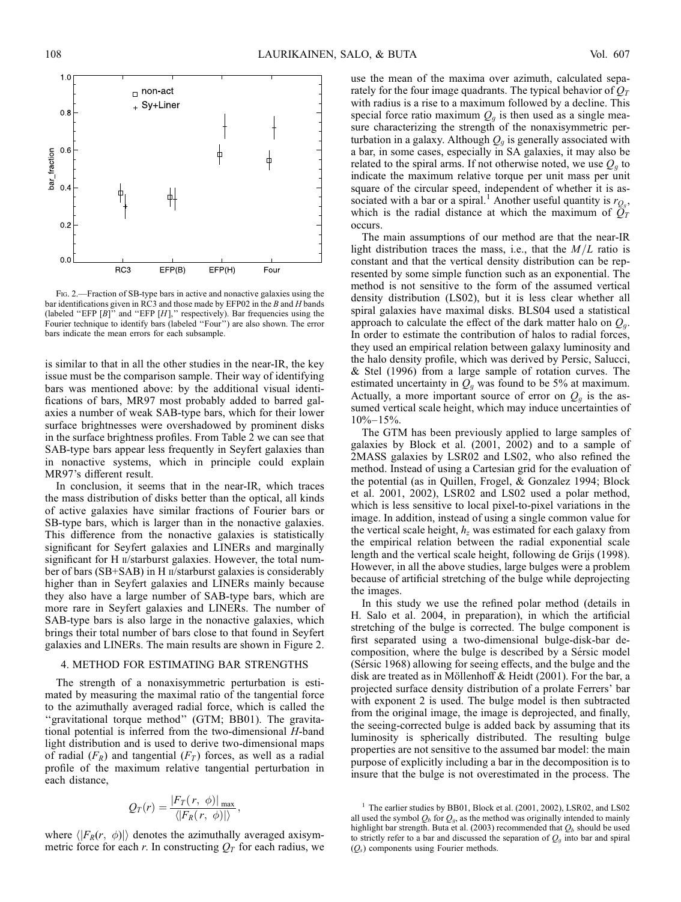FIG. 2.—Fraction of SB-type bars in active and nonactive galaxies using the bar identifications given in RC3 and those made by EFP02 in the $B$ and $H$ bands (labeled "EFP [$B$]" and "EFP [$H$]," respectively). Bar frequencies using the Fourier technique to identify bars (labeled "Four") are also shown. The error bars indicate the mean errors for each subsample.

is similar to that in all the other studies in the near-IR, the key issue must be the comparison sample. Their way of identifying bars was mentioned above: by the additional visual identifications of bars, MR97 most probably added to barred galaxies a number of weak SAB-type bars, which for their lower surface brightnesses were overshadowed by prominent disks in the surface brightness profiles. From Table 2 we can see that SAB-type bars appear less frequently in Seyfert galaxies than in nonactive systems, which in principle could explain MR97's different result.

In conclusion, it seems that in the near-IR, which traces the mass distribution of disks better than the optical, all kinds of active galaxies have similar fractions of Fourier bars or SB-type bars, which is larger than in the nonactive galaxies. This difference from the nonactive galaxies is statistically significant for Seyfert galaxies and LINERs and marginally significant for H II/starburst galaxies. However, the total number of bars (SB+SAB) in H II/starburst galaxies is considerably higher than in Seyfert galaxies and LINERs mainly because they also have a large number of SAB-type bars, which are more rare in Seyfert galaxies and LINERs. The number of SAB-type bars is also large in the nonactive galaxies, which brings their total number of bars close to that found in Seyfert galaxies and LINERs. The main results are shown in Figure 2.

## 4. METHOD FOR ESTIMATING BAR STRENGTHS

The strength of a nonaxisymmetric perturbation is estimated by measuring the maximal ratio of the tangential force to the azimuthally averaged radial force, which is called the "gravitational torque method" (GTM; BB01). The gravitational potential is inferred from the two-dimensional $H$-band light distribution and is used to derive two-dimensional maps of radial ($F_R$) and tangential ($F_T$) forces, as well as a radial profile of the maximum relative tangential perturbation in each distance,

$$Q_T(r) = \frac{|F_T(r,\ \phi)|_{\max}}{\langle |F_R(r,\ \phi)| \rangle},$$

where $\langle |F_R(r,\ \phi)| \rangle$ denotes the azimuthally averaged axisymmetric force for each $r$. In constructing $Q_T$ for each radius, we use the mean of the maxima over azimuth, calculated separately for the four image quadrants. The typical behavior of $Q_T$ with radius is a rise to a maximum followed by a decline. This special force ratio maximum $Q_g$ is then used as a single measure characterizing the strength of the nonaxisymmetric perturbation in a galaxy. Although $Q_g$ is generally associated with a bar, in some cases, especially in SA galaxies, it may also be related to the spiral arms. If not otherwise noted, we use $Q_g$ to indicate the maximum relative torque per unit mass per unit square of the circular speed, independent of whether it is associated with a bar or a spiral.[1] Another useful quantity is $r_{Q_g}$, which is the radial distance at which the maximum of $Q_T$ occurs.

The main assumptions of our method are that the near-IR light distribution traces the mass, i.e., that the $M/L$ ratio is constant and that the vertical density distribution can be represented by some simple function such as an exponential. The method is not sensitive to the form of the assumed vertical density distribution (LS02), but it is less clear whether all spiral galaxies have maximal disks. BLS04 used a statistical approach to calculate the effect of the dark matter halo on $Q_g$. In order to estimate the contribution of halos to radial forces, they used an empirical relation between galaxy luminosity and the halo density profile, which was derived by Persic, Salucci, & Stel (1996) from a large sample of rotation curves. The estimated uncertainty in $Q_g$ was found to be 5% at maximum. Actually, a more important source of error on $Q_g$ is the assumed vertical scale height, which may induce uncertainties of 10%–15%.

The GTM has been previously applied to large samples of galaxies by Block et al. (2001, 2002) and to a sample of 2MASS galaxies by LSR02 and LS02, who also refined the method. Instead of using a Cartesian grid for the evaluation of the potential (as in Quillen, Frogel, & Gonzalez 1994; Block et al. 2001, 2002), LSR02 and LS02 used a polar method, which is less sensitive to local pixel-to-pixel variations in the image. In addition, instead of using a single common value for the vertical scale height, $h_z$ was estimated for each galaxy from the empirical relation between the radial exponential scale length and the vertical scale height, following de Grijs (1998). However, in all the above studies, large bulges were a problem because of artificial stretching of the bulge while deprojecting the images.

In this study we use the refined polar method (details in H. Salo et al. 2004, in preparation), in which the artificial stretching of the bulge is corrected. The bulge component is first separated using a two-dimensional bulge-disk-bar decomposition, where the bulge is described by a Sérsic model (Sérsic 1968) allowing for seeing effects, and the bulge and the disk are treated as in Möllenhoff & Heidt (2001). For the bar, a projected surface density distribution of a prolate Ferrers' bar with exponent 2 is used. The bulge model is then subtracted from the original image, the image is deprojected, and finally, the seeing-corrected bulge is added back by assuming that its luminosity is spherically distributed. The resulting bulge properties are not sensitive to the assumed bar model: the main purpose of explicitly including a bar in the decomposition is to insure that the bulge is not overestimated in the process. The

[1] The earlier studies by BB01, Block et al. (2001, 2002), LSR02, and LS02 all used the symbol $Q_b$ for $Q_g$, as the method was originally intended to mainly highlight bar strength. Buta et al. (2003) recommended that $Q_b$ should be used to strictly refer to a bar and discussed the separation of $Q_g$ into bar and spiral ($Q_s$) components using Fourier methods.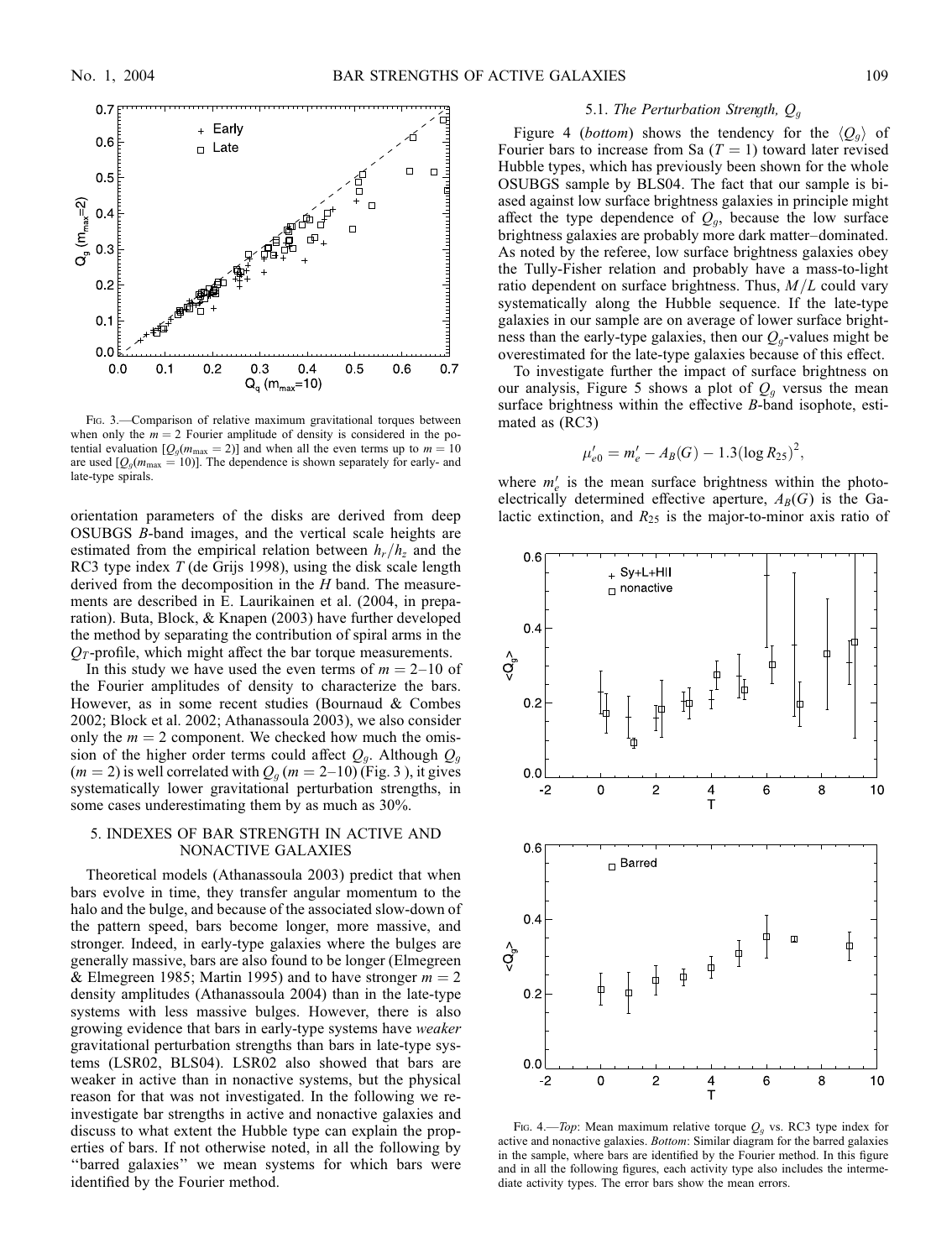FIG. 3.—Comparison of relative maximum gravitational torques between when only the $m = 2$ Fourier amplitude of density is considered in the potential evaluation [$Q_g(m_{max} = 2)$] and when all the even terms up to $m = 10$ are used [$Q_g(m_{max} = 10)$]. The dependence is shown separately for early- and late-type spirals.

orientation parameters of the disks are derived from deep OSUBGS $B$-band images, and the vertical scale heights are estimated from the empirical relation between $h_r/h_z$ and the RC3 type index $T$ (de Grijs 1998), using the disk scale length derived from the decomposition in the $H$ band. The measurements are described in E. Laurikainen et al. (2004, in preparation). Buta, Block, & Knapen (2003) have further developed the method by separating the contribution of spiral arms in the $Q_T$-profile, which might affect the bar torque measurements.

In this study we have used the even terms of $m = 2$–10 of the Fourier amplitudes of density to characterize the bars. However, as in some recent studies (Bournaud & Combes 2002; Block et al. 2002; Athanassoula 2003), we also consider only the $m = 2$ component. We checked how much the omission of the higher order terms could affect $Q_g$. Although $Q_g$ ($m = 2$) is well correlated with $Q_g$ ($m = 2$–10) (Fig. 3 ), it gives systematically lower gravitational perturbation strengths, in some cases underestimating them by as much as 30%.

## 5. INDEXES OF BAR STRENGTH IN ACTIVE AND NONACTIVE GALAXIES

Theoretical models (Athanassoula 2003) predict that when bars evolve in time, they transfer angular momentum to the halo and the bulge, and because of the associated slow-down of the pattern speed, bars become longer, more massive, and stronger. Indeed, in early-type galaxies where the bulges are generally massive, bars are also found to be longer (Elmegreen & Elmegreen 1985; Martin 1995) and to have stronger $m = 2$ density amplitudes (Athanassoula 2004) than in the late-type systems with less massive bulges. However, there is also growing evidence that bars in early-type systems have *weaker* gravitational perturbation strengths than bars in late-type systems (LSR02, BLS04). LSR02 also showed that bars are weaker in active than in nonactive systems, but the physical reason for that was not investigated. In the following we reinvestigate bar strengths in active and nonactive galaxies and discuss to what extent the Hubble type can explain the properties of bars. If not otherwise noted, in all the following by "barred galaxies" we mean systems for which bars were identified by the Fourier method.

### 5.1. *The Perturbation Strength, $Q_g$*

Figure 4 (*bottom*) shows the tendency for the $\langle Q_g \rangle$ of Fourier bars to increase from Sa ($T = 1$) toward later revised Hubble types, which has previously been shown for the whole OSUBGS sample by BLS04. The fact that our sample is biased against low surface brightness galaxies in principle might affect the type dependence of $Q_g$, because the low surface brightness galaxies are probably more dark matter–dominated. As noted by the referee, low surface brightness galaxies obey the Tully-Fisher relation and probably have a mass-to-light ratio dependent on surface brightness. Thus, $M/L$ could vary systematically along the Hubble sequence. If the late-type galaxies in our sample are on average of lower surface brightness than the early-type galaxies, then our $Q_g$-values might be overestimated for the late-type galaxies because of this effect.

To investigate further the impact of surface brightness on our analysis, Figure 5 shows a plot of $Q_g$ versus the mean surface brightness within the effective $B$-band isophote, estimated as (RC3)

$$\mu'_{e0} = m'_e - A_B(G) - 1.3(\log R_{25})^2,$$

where $m'_e$ is the mean surface brightness within the photoelectrically determined effective aperture, $A_B(G)$ is the Galactic extinction, and $R_{25}$ is the major-to-minor axis ratio of

FIG. 4.—*Top*: Mean maximum relative torque $Q_g$ vs. RC3 type index for active and nonactive galaxies. *Bottom*: Similar diagram for the barred galaxies in the sample, where bars are identified by the Fourier method. In this figure and in all the following figures, each activity type also includes the intermediate activity types. The error bars show the mean errors.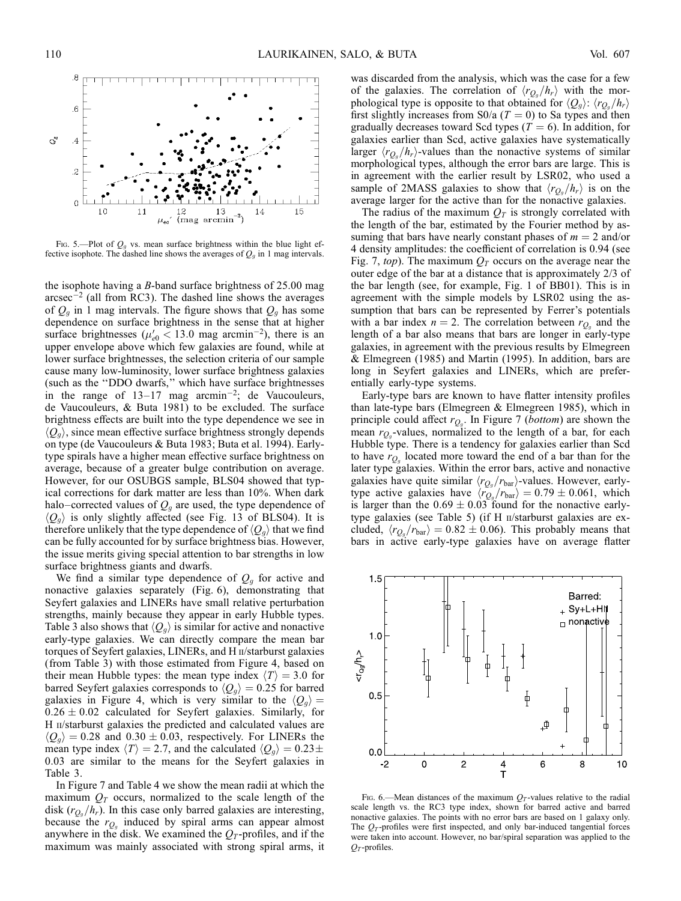FIG. 5.—Plot of $Q_g$ vs. mean surface brightness within the blue light effective isophote. The dashed line shows the averages of $Q_g$ in 1 mag intervals.

the isophote having a $B$-band surface brightness of 25.00 mag arcsec$^{-2}$ (all from RC3). The dashed line shows the averages of $Q_g$ in 1 mag intervals. The figure shows that $Q_g$ has some dependence on surface brightness in the sense that at higher surface brightnesses ($\mu'_{e0} < 13.0$ mag arcmin$^{-2}$), there is an upper envelope above which few galaxies are found, while at lower surface brightnesses, the selection criteria of our sample cause many low-luminosity, lower surface brightness galaxies (such as the "DDO dwarfs," which have surface brightnesses in the range of 13–17 mag arcmin$^{-2}$; de Vaucouleurs, de Vaucouleurs, & Buta 1981) to be excluded. The surface brightness effects are built into the type dependence we see in $\langle Q_g \rangle$, since mean effective surface brightness strongly depends on type (de Vaucouleurs & Buta 1983; Buta et al. 1994). Early-type spirals have a higher mean effective surface brightness on average, because of a greater bulge contribution on average. However, for our OSUBGS sample, BLS04 showed that typical corrections for dark matter are less than 10%. When dark halo–corrected values of $Q_g$ are used, the type dependence of $\langle Q_g \rangle$ is only slightly affected (see Fig. 13 of BLS04). It is therefore unlikely that the type dependence of $\langle Q_g \rangle$ that we find can be fully accounted for by surface brightness bias. However, the issue merits giving special attention to bar strengths in low surface brightness giants and dwarfs.

We find a similar type dependence of $Q_g$ for active and nonactive galaxies separately (Fig. 6), demonstrating that Seyfert galaxies and LINERs have small relative perturbation strengths, mainly because they appear in early Hubble types. Table 3 also shows that $\langle Q_g \rangle$ is similar for active and nonactive early-type galaxies. We can directly compare the mean bar torques of Seyfert galaxies, LINERs, and H II/starburst galaxies (from Table 3) with those estimated from Figure 4, based on their mean Hubble types: the mean type index $\langle T \rangle = 3.0$ for barred Seyfert galaxies corresponds to $\langle Q_g \rangle = 0.25$ for barred galaxies in Figure 4, which is very similar to the $\langle Q_g \rangle = 0.26 \pm 0.02$ calculated for Seyfert galaxies. Similarly, for H II/starburst galaxies the predicted and calculated values are $\langle Q_g \rangle = 0.28$ and $0.30 \pm 0.03$, respectively. For LINERs the mean type index $\langle T \rangle = 2.7$, and the calculated $\langle Q_g \rangle = 0.23 \pm 0.03$ are similar to the means for the Seyfert galaxies in Table 3.

In Figure 7 and Table 4 we show the mean radii at which the maximum $Q_T$ occurs, normalized to the scale length of the disk ($r_{Q_g}/h_r$). In this case only barred galaxies are interesting, because the $r_{Q_g}$ induced by spiral arms can appear almost anywhere in the disk. We examined the $Q_T$-profiles, and if the maximum was mainly associated with strong spiral arms, it was discarded from the analysis, which was the case for a few of the galaxies. The correlation of $\langle r_{Q_g}/h_r \rangle$ with the morphological type is opposite to that obtained for $\langle Q_g \rangle$: $\langle r_{Q_g}/h_r \rangle$ first slightly increases from S0/a ($T = 0$) to Sa types and then gradually decreases toward Scd types ($T = 6$). In addition, for galaxies earlier than Scd, active galaxies have systematically larger $\langle r_{Q_g}/h_r \rangle$-values than the nonactive systems of similar morphological types, although the error bars are large. This is in agreement with the earlier result by LSR02, who used a sample of 2MASS galaxies to show that $\langle r_{Q_g}/h_r \rangle$ is on the average larger for the active than for the nonactive galaxies.

The radius of the maximum $Q_T$ is strongly correlated with the length of the bar, estimated by the Fourier method by assuming that bars have nearly constant phases of $m = 2$ and/or 4 density amplitudes: the coefficient of correlation is 0.94 (see Fig. 7, *top*). The maximum $Q_T$ occurs on the average near the outer edge of the bar at a distance that is approximately 2/3 of the bar length (see, for example, Fig. 1 of BB01). This is in agreement with the simple models by LSR02 using the assumption that bars can be represented by Ferrer's potentials with a bar index $n = 2$. The correlation between $r_{Q_g}$ and the length of a bar also means that bars are longer in early-type galaxies, in agreement with the previous results by Elmegreen & Elmegreen (1985) and Martin (1995). In addition, bars are long in Seyfert galaxies and LINERs, which are preferentially early-type systems.

Early-type bars are known to have flatter intensity profiles than late-type bars (Elmegreen & Elmegreen 1985), which in principle could affect $r_{Q_g}$. In Figure 7 (*bottom*) are shown the mean $r_{Q_g}$-values, normalized to the length of a bar, for each Hubble type. There is a tendency for galaxies earlier than Scd to have $r_{Q_g}$ located more toward the end of a bar than for the later type galaxies. Within the error bars, active and nonactive galaxies have quite similar $\langle r_{Q_g}/r_{\rm bar} \rangle$-values. However, early-type active galaxies have $\langle r_{Q_g}/r_{\rm bar} \rangle = 0.79 \pm 0.061$, which is larger than the $0.69 \pm 0.03$ found for the nonactive early-type galaxies (see Table 5) (if H II/starburst galaxies are excluded, $\langle r_{Q_g}/r_{\rm bar} \rangle = 0.82 \pm 0.06$). This probably means that bars in active early-type galaxies have on average flatter

FIG. 6.—Mean distances of the maximum $Q_T$-values relative to the radial scale length vs. the RC3 type index, shown for barred active and barred nonactive galaxies. The points with no error bars are based on 1 galaxy only. The $Q_T$-profiles were first inspected, and only bar-induced tangential forces were taken into account. However, no bar/spiral separation was applied to the $Q_T$-profiles.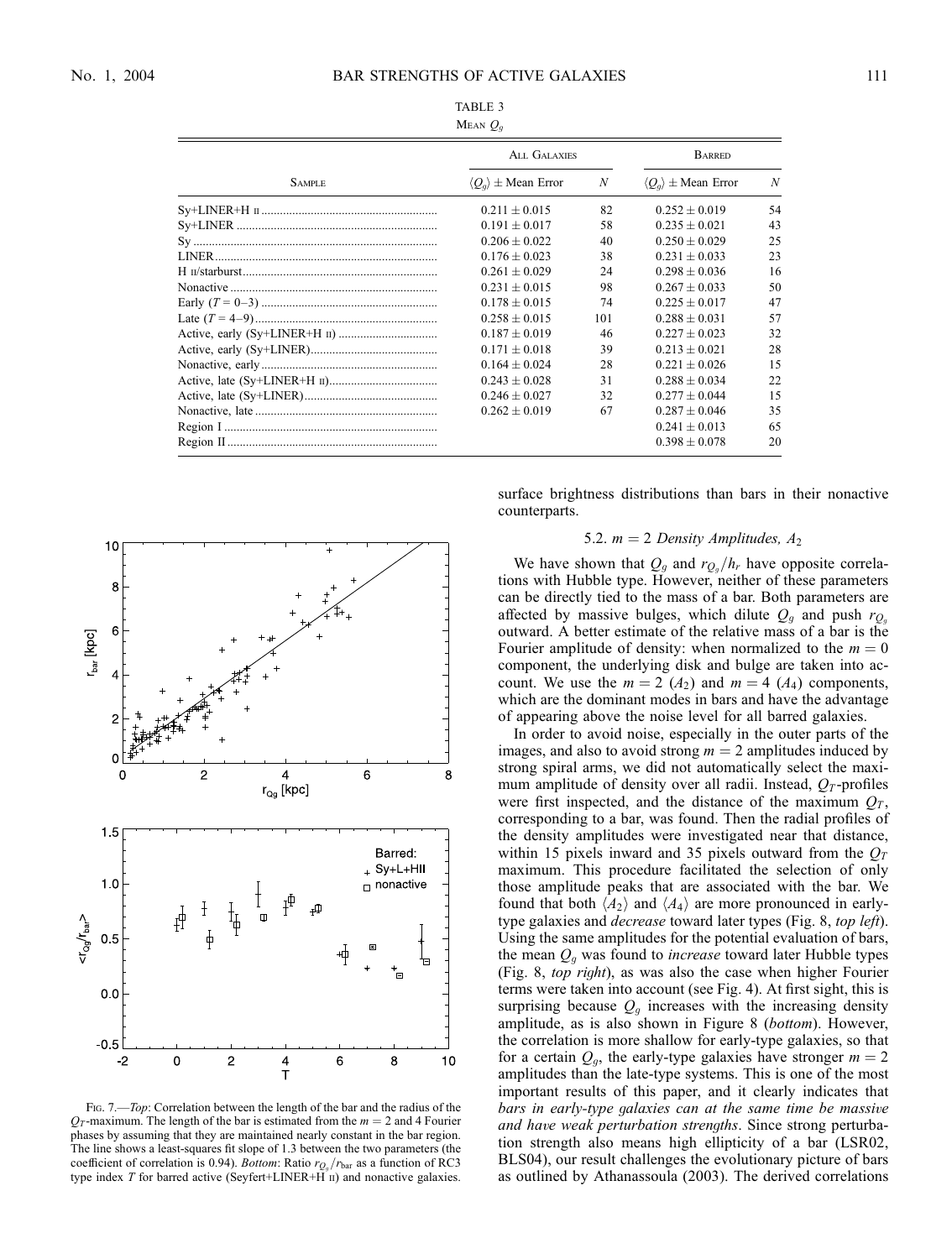TABLE 3

Mean $Q_g$

| Sample | All Galaxies | | Barred | |
|---|---|---|---|---|
| | $\langle Q_g \rangle \pm$ Mean Error | $N$ | $\langle Q_g \rangle \pm$ Mean Error | $N$ |
| Sy+LINER+H II | $0.211 \pm 0.015$ | 82 | $0.252 \pm 0.019$ | 54 |
| Sy+LINER | $0.191 \pm 0.017$ | 58 | $0.235 \pm 0.021$ | 43 |
| Sy | $0.206 \pm 0.022$ | 40 | $0.250 \pm 0.029$ | 25 |
| LINER | $0.176 \pm 0.023$ | 38 | $0.231 \pm 0.033$ | 23 |
| H II/starburst | $0.261 \pm 0.029$ | 24 | $0.298 \pm 0.036$ | 16 |
| Nonactive | $0.231 \pm 0.015$ | 98 | $0.267 \pm 0.033$ | 50 |
| Early ($T = 0$–3) | $0.178 \pm 0.015$ | 74 | $0.225 \pm 0.017$ | 47 |
| Late ($T = 4$–9) | $0.258 \pm 0.015$ | 101 | $0.288 \pm 0.031$ | 57 |
| Active, early (Sy+LINER+H II) | $0.187 \pm 0.019$ | 46 | $0.227 \pm 0.023$ | 32 |
| Active, early (Sy+LINER) | $0.171 \pm 0.018$ | 39 | $0.213 \pm 0.021$ | 28 |
| Nonactive, early | $0.164 \pm 0.024$ | 28 | $0.221 \pm 0.026$ | 15 |
| Active, late (Sy+LINER+H II) | $0.243 \pm 0.028$ | 31 | $0.288 \pm 0.034$ | 22 |
| Active, late (Sy+LINER) | $0.246 \pm 0.027$ | 32 | $0.277 \pm 0.044$ | 15 |
| Nonactive, late | $0.262 \pm 0.019$ | 67 | $0.287 \pm 0.046$ | 35 |
| Region I | | | $0.241 \pm 0.013$ | 65 |
| Region II | | | $0.398 \pm 0.078$ | 20 |

Fig. 7.—*Top*: Correlation between the length of the bar and the radius of the $Q_T$-maximum. The length of the bar is estimated from the $m = 2$ and 4 Fourier phases by assuming that they are maintained nearly constant in the bar region. The line shows a least-squares fit slope of 1.3 between the two parameters (the coefficient of correlation is 0.94). *Bottom*: Ratio $r_{Q_g}/r_{\rm bar}$ as a function of RC3 type index $T$ for barred active (Seyfert+LINER+H II) and nonactive galaxies.

surface brightness distributions than bars in their nonactive counterparts.

### 5.2. $m = 2$ *Density Amplitudes*, $A_2$

We have shown that $Q_g$ and $r_{Q_g}/h_r$ have opposite correlations with Hubble type. However, neither of these parameters can be directly tied to the mass of a bar. Both parameters are affected by massive bulges, which dilute $Q_g$ and push $r_{Q_g}$ outward. A better estimate of the relative mass of a bar is the Fourier amplitude of density: when normalized to the $m = 0$ component, the underlying disk and bulge are taken into account. We use the $m = 2$ ($A_2$) and $m = 4$ ($A_4$) components, which are the dominant modes in bars and have the advantage of appearing above the noise level for all barred galaxies.

In order to avoid noise, especially in the outer parts of the images, and also to avoid strong $m = 2$ amplitudes induced by strong spiral arms, we did not automatically select the maximum amplitude of density over all radii. Instead, $Q_T$-profiles were first inspected, and the distance of the maximum $Q_T$, corresponding to a bar, was found. Then the radial profiles of the density amplitudes were investigated near that distance, within 15 pixels inward and 35 pixels outward from the $Q_T$ maximum. This procedure facilitated the selection of only those amplitude peaks that are associated with the bar. We found that both $\langle A_2 \rangle$ and $\langle A_4 \rangle$ are more pronounced in early-type galaxies and *decrease* toward later types (Fig. 8, *top left*). Using the same amplitudes for the potential evaluation of bars, the mean $Q_g$ was found to *increase* toward later Hubble types (Fig. 8, *top right*), as was also the case when higher Fourier terms were taken into account (see Fig. 4). At first sight, this is surprising because $Q_g$ increases with the increasing density amplitude, as is also shown in Figure 8 (*bottom*). However, the correlation is more shallow for early-type galaxies, so that for a certain $Q_g$, the early-type galaxies have stronger $m = 2$ amplitudes than the late-type systems. This is one of the most important results of this paper, and it clearly indicates that *bars in early-type galaxies can at the same time be massive and have weak perturbation strengths*. Since strong perturbation strength also means high ellipticity of a bar (LSR02, BLS04), our result challenges the evolutionary picture of bars as outlined by Athanassoula (2003). The derived correlations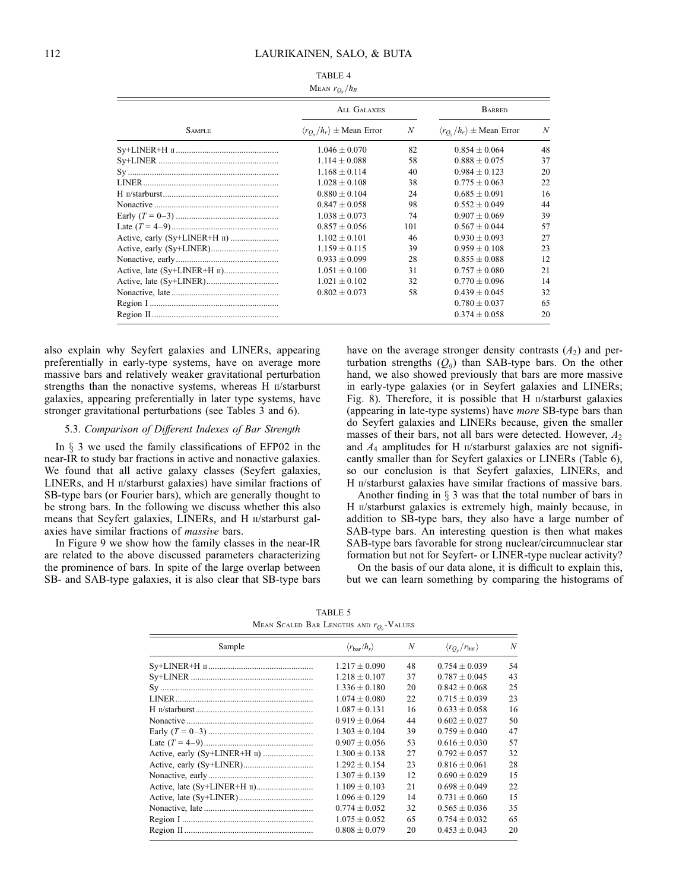TABLE 4

Mean $r_{Q_g}/h_R$

| Sample | All Galaxies | | Barred | |
|---|---|---|---|---|
| | $\langle r_{Q_g}/h_r \rangle \pm$ Mean Error | $N$ | $\langle r_{Q_g}/h_r \rangle \pm$ Mean Error | $N$ |
| Sy+LINER+H II | $1.046 \pm 0.070$ | 82 | $0.854 \pm 0.064$ | 48 |
| Sy+LINER | $1.114 \pm 0.088$ | 58 | $0.888 \pm 0.075$ | 37 |
| Sy | $1.168 \pm 0.114$ | 40 | $0.984 \pm 0.123$ | 20 |
| LINER | $1.028 \pm 0.108$ | 38 | $0.775 \pm 0.063$ | 22 |
| H II/starburst | $0.880 \pm 0.104$ | 24 | $0.685 \pm 0.091$ | 16 |
| Nonactive | $0.847 \pm 0.058$ | 98 | $0.552 \pm 0.049$ | 44 |
| Early ($T$ = 0–3) | $1.038 \pm 0.073$ | 74 | $0.907 \pm 0.069$ | 39 |
| Late ($T$ = 4–9) | $0.857 \pm 0.056$ | 101 | $0.567 \pm 0.044$ | 57 |
| Active, early (Sy+LINER+H II) | $1.102 \pm 0.101$ | 46 | $0.930 \pm 0.093$ | 27 |
| Active, early (Sy+LINER) | $1.159 \pm 0.115$ | 39 | $0.959 \pm 0.108$ | 23 |
| Nonactive, early | $0.933 \pm 0.099$ | 28 | $0.855 \pm 0.088$ | 12 |
| Active, late (Sy+LINER+H II) | $1.051 \pm 0.100$ | 31 | $0.757 \pm 0.080$ | 21 |
| Active, late (Sy+LINER) | $1.021 \pm 0.102$ | 32 | $0.770 \pm 0.096$ | 14 |
| Nonactive, late | $0.802 \pm 0.073$ | 58 | $0.439 \pm 0.045$ | 32 |
| Region I | | | $0.780 \pm 0.037$ | 65 |
| Region II | | | $0.374 \pm 0.058$ | 20 |

also explain why Seyfert galaxies and LINERs, appearing preferentially in early-type systems, have on average more massive bars and relatively weaker gravitational perturbation strengths than the nonactive systems, whereas H II/starburst galaxies, appearing preferentially in later type systems, have stronger gravitational perturbations (see Tables 3 and 6).

### 5.3. *Comparison of Different Indexes of Bar Strength*

In § 3 we used the family classifications of EFP02 in the near-IR to study bar fractions in active and nonactive galaxies. We found that all active galaxy classes (Seyfert galaxies, LINERs, and H II/starburst galaxies) have similar fractions of SB-type bars (or Fourier bars), which are generally thought to be strong bars. In the following we discuss whether this also means that Seyfert galaxies, LINERs, and H II/starburst galaxies have similar fractions of *massive* bars.

In Figure 9 we show how the family classes in the near-IR are related to the above discussed parameters characterizing the prominence of bars. In spite of the large overlap between SB- and SAB-type galaxies, it is also clear that SB-type bars have on the average stronger density contrasts ($A_2$) and perturbation strengths ($Q_g$) than SAB-type bars. On the other hand, we also showed previously that bars are more massive in early-type galaxies (or in Seyfert galaxies and LINERs; Fig. 8). Therefore, it is possible that H II/starburst galaxies (appearing in late-type systems) have *more* SB-type bars than do Seyfert galaxies and LINERs because, given the smaller masses of their bars, not all bars were detected. However, $A_2$ and $A_4$ amplitudes for H II/starburst galaxies are not significantly smaller than for Seyfert galaxies or LINERs (Table 6), so our conclusion is that Seyfert galaxies, LINERs, and H II/starburst galaxies have similar fractions of massive bars.

Another finding in § 3 was that the total number of bars in H II/starburst galaxies is extremely high, mainly because, in addition to SB-type bars, they also have a large number of SAB-type bars. An interesting question is then what makes SAB-type bars favorable for strong nuclear/circumnuclear star formation but not for Seyfert- or LINER-type nuclear activity?

On the basis of our data alone, it is difficult to explain this, but we can learn something by comparing the histograms of

TABLE 5

Mean Scaled Bar Lengths and $r_{Q_g}$-Values

| Sample | $\langle r_{\rm bar}/h_r \rangle$ | $N$ | $\langle r_{Q_g}/r_{\rm bar} \rangle$ | $N$ |
|---|---|---|---|---|
| Sy+LINER+H II | $1.217 \pm 0.090$ | 48 | $0.754 \pm 0.039$ | 54 |
| Sy+LINER | $1.218 \pm 0.107$ | 37 | $0.787 \pm 0.045$ | 43 |
| Sy | $1.336 \pm 0.180$ | 20 | $0.842 \pm 0.068$ | 25 |
| LINER | $1.074 \pm 0.080$ | 22 | $0.715 \pm 0.039$ | 23 |
| H II/starburst | $1.087 \pm 0.131$ | 16 | $0.633 \pm 0.058$ | 16 |
| Nonactive | $0.919 \pm 0.064$ | 44 | $0.602 \pm 0.027$ | 50 |
| Early ($T$ = 0–3) | $1.303 \pm 0.104$ | 39 | $0.759 \pm 0.040$ | 47 |
| Late ($T$ = 4–9) | $0.907 \pm 0.056$ | 53 | $0.616 \pm 0.030$ | 57 |
| Active, early (Sy+LINER+H II) | $1.300 \pm 0.138$ | 27 | $0.792 \pm 0.057$ | 32 |
| Active, early (Sy+LINER) | $1.292 \pm 0.154$ | 23 | $0.816 \pm 0.061$ | 28 |
| Nonactive, early | $1.307 \pm 0.139$ | 12 | $0.690 \pm 0.029$ | 15 |
| Active, late (Sy+LINER+H II) | $1.109 \pm 0.103$ | 21 | $0.698 \pm 0.049$ | 22 |
| Active, late (Sy+LINER) | $1.096 \pm 0.129$ | 14 | $0.731 \pm 0.060$ | 15 |
| Nonactive, late | $0.774 \pm 0.052$ | 32 | $0.565 \pm 0.036$ | 35 |
| Region I | $1.075 \pm 0.052$ | 65 | $0.754 \pm 0.032$ | 65 |
| Region II | $0.808 \pm 0.079$ | 20 | $0.453 \pm 0.043$ | 20 |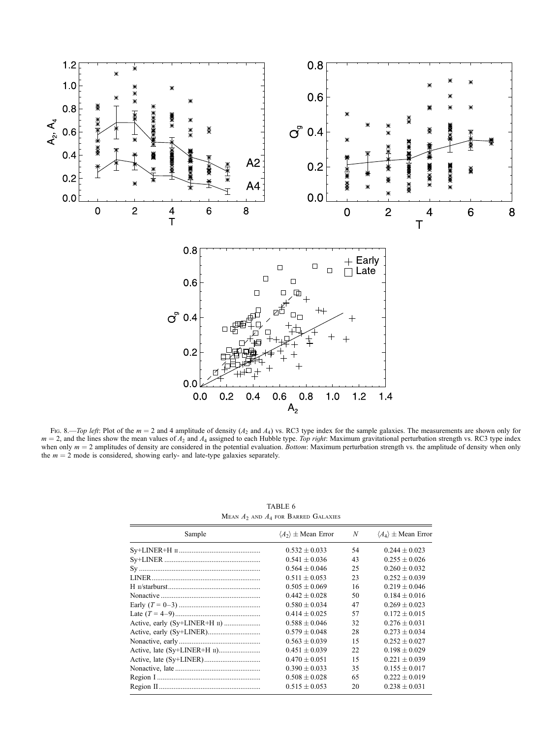Fig. 8.—*Top left*: Plot of the $m = 2$ and 4 amplitude of density ($A_2$ and $A_4$) vs. RC3 type index for the sample galaxies. The measurements are shown only for $m = 2$, and the lines show the mean values of $A_2$ and $A_4$ assigned to each Hubble type. *Top right*: Maximum gravitational perturbation strength vs. RC3 type index when only $m = 2$ amplitudes of density are considered in the potential evaluation. *Bottom*: Maximum perturbation strength vs. the amplitude of density when only the $m = 2$ mode is considered, showing early- and late-type galaxies separately.

TABLE 6

Mean $A_2$ and $A_4$ for Barred Galaxies

| Sample | $\langle A_2 \rangle \pm$ Mean Error | $N$ | $\langle A_4 \rangle \pm$ Mean Error |
|---|---|---|---|
| Sy+LINER+H ii | $0.532 \pm 0.033$ | 54 | $0.244 \pm 0.023$ |
| Sy+LINER | $0.541 \pm 0.036$ | 43 | $0.255 \pm 0.026$ |
| Sy | $0.564 \pm 0.046$ | 25 | $0.260 \pm 0.032$ |
| LINER | $0.511 \pm 0.053$ | 23 | $0.252 \pm 0.039$ |
| H ii/starburst | $0.505 \pm 0.069$ | 16 | $0.219 \pm 0.046$ |
| Nonactive | $0.442 \pm 0.028$ | 50 | $0.184 \pm 0.016$ |
| Early ($T = 0$–3) | $0.580 \pm 0.034$ | 47 | $0.269 \pm 0.023$ |
| Late ($T = 4$–9) | $0.414 \pm 0.025$ | 57 | $0.172 \pm 0.015$ |
| Active, early (Sy+LINER+H ii) | $0.588 \pm 0.046$ | 32 | $0.276 \pm 0.031$ |
| Active, early (Sy+LINER) | $0.579 \pm 0.048$ | 28 | $0.273 \pm 0.034$ |
| Nonactive, early | $0.563 \pm 0.039$ | 15 | $0.252 \pm 0.027$ |
| Active, late (Sy+LINER+H ii) | $0.451 \pm 0.039$ | 22 | $0.198 \pm 0.029$ |
| Active, late (Sy+LINER) | $0.470 \pm 0.051$ | 15 | $0.221 \pm 0.039$ |
| Nonactive, late | $0.390 \pm 0.033$ | 35 | $0.155 \pm 0.017$ |
| Region I | $0.508 \pm 0.028$ | 65 | $0.222 \pm 0.019$ |
| Region II | $0.515 \pm 0.053$ | 20 | $0.238 \pm 0.031$ |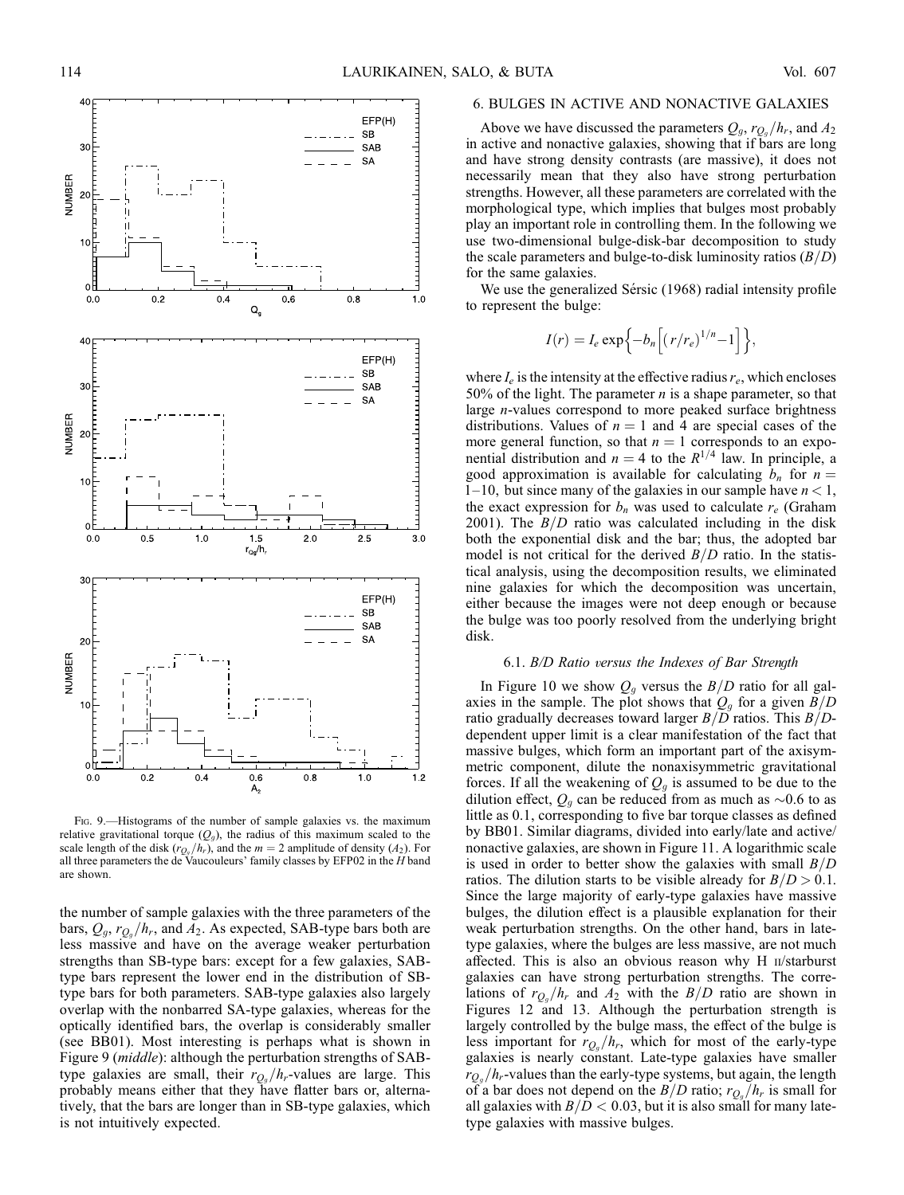FIG. 9.—Histograms of the number of sample galaxies vs. the maximum relative gravitational torque ($Q_g$), the radius of this maximum scaled to the scale length of the disk ($r_{Q_g}/h_r$), and the $m = 2$ amplitude of density ($A_2$). For all three parameters the de Vaucouleurs' family classes by EFP02 in the $H$ band are shown.

the number of sample galaxies with the three parameters of the bars, $Q_g$, $r_{Q_g}/h_r$, and $A_2$. As expected, SAB-type bars both are less massive and have on the average weaker perturbation strengths than SB-type bars: except for a few galaxies, SAB-type bars represent the lower end in the distribution of SB-type bars for both parameters. SAB-type galaxies also largely overlap with the nonbarred SA-type galaxies, whereas for the optically identified bars, the overlap is considerably smaller (see BB01). Most interesting is perhaps what is shown in Figure 9 (*middle*): although the perturbation strengths of SAB-type galaxies are small, their $r_{Q_g}/h_r$-values are large. This probably means either that they have flatter bars or, alternatively, that the bars are longer than in SB-type galaxies, which is not intuitively expected.

## 6. BULGES IN ACTIVE AND NONACTIVE GALAXIES

Above we have discussed the parameters $Q_g$, $r_{Q_g}/h_r$, and $A_2$ in active and nonactive galaxies, showing that if bars are long and have strong density contrasts (are massive), it does not necessarily mean that they also have strong perturbation strengths. However, all these parameters are correlated with the morphological type, which implies that bulges most probably play an important role in controlling them. In the following we use two-dimensional bulge-disk-bar decomposition to study the scale parameters and bulge-to-disk luminosity ratios ($B/D$) for the same galaxies.

We use the generalized Sérsic (1968) radial intensity profile to represent the bulge:

$$I(r) = I_e \exp\left\{-b_n\left[\left(r/r_e\right)^{1/n} - 1\right]\right\},$$

where $I_e$ is the intensity at the effective radius $r_e$, which encloses 50% of the light. The parameter $n$ is a shape parameter, so that large $n$-values correspond to more peaked surface brightness distributions. Values of $n = 1$ and 4 are special cases of the more general function, so that $n = 1$ corresponds to an exponential distribution and $n = 4$ to the $R^{1/4}$ law. In principle, a good approximation is available for calculating $b_n$ for $n =$ 1–10, but since many of the galaxies in our sample have $n < 1$, the exact expression for $b_n$ was used to calculate $r_e$ (Graham 2001). The $B/D$ ratio was calculated including in the disk both the exponential disk and the bar; thus, the adopted bar model is not critical for the derived $B/D$ ratio. In the statistical analysis, using the decomposition results, we eliminated nine galaxies for which the decomposition was uncertain, either because the images were not deep enough or because the bulge was too poorly resolved from the underlying bright disk.

### 6.1. *B/D Ratio versus the Indexes of Bar Strength*

In Figure 10 we show $Q_g$ versus the $B/D$ ratio for all galaxies in the sample. The plot shows that $Q_g$ for a given $B/D$ ratio gradually decreases toward larger $B/D$ ratios. This $B/D$-dependent upper limit is a clear manifestation of the fact that massive bulges, which form an important part of the axisymmetric component, dilute the nonaxisymmetric gravitational forces. If all the weakening of $Q_g$ is assumed to be due to the dilution effect, $Q_g$ can be reduced from as much as $\sim$0.6 to as little as 0.1, corresponding to five bar torque classes as defined by BB01. Similar diagrams, divided into early/late and active/nonactive galaxies, are shown in Figure 11. A logarithmic scale is used in order to better show the galaxies with small $B/D$ ratios. The dilution starts to be visible already for $B/D > 0.1$. Since the large majority of early-type galaxies have massive bulges, the dilution effect is a plausible explanation for their weak perturbation strengths. On the other hand, bars in late-type galaxies, where the bulges are less massive, are not much affected. This is also an obvious reason why H II/starburst galaxies can have strong perturbation strengths. The correlations of $r_{Q_g}/h_r$ and $A_2$ with the $B/D$ ratio are shown in Figures 12 and 13. Although the perturbation strength is largely controlled by the bulge mass, the effect of the bulge is less important for $r_{Q_g}/h_r$, which for most of the early-type galaxies is nearly constant. Late-type galaxies have smaller $r_{Q_g}/h_r$-values than the early-type systems, but again, the length of a bar does not depend on the $B/D$ ratio; $r_{Q_g}/h_r$ is small for all galaxies with $B/D < 0.03$, but it is also small for many late-type galaxies with massive bulges.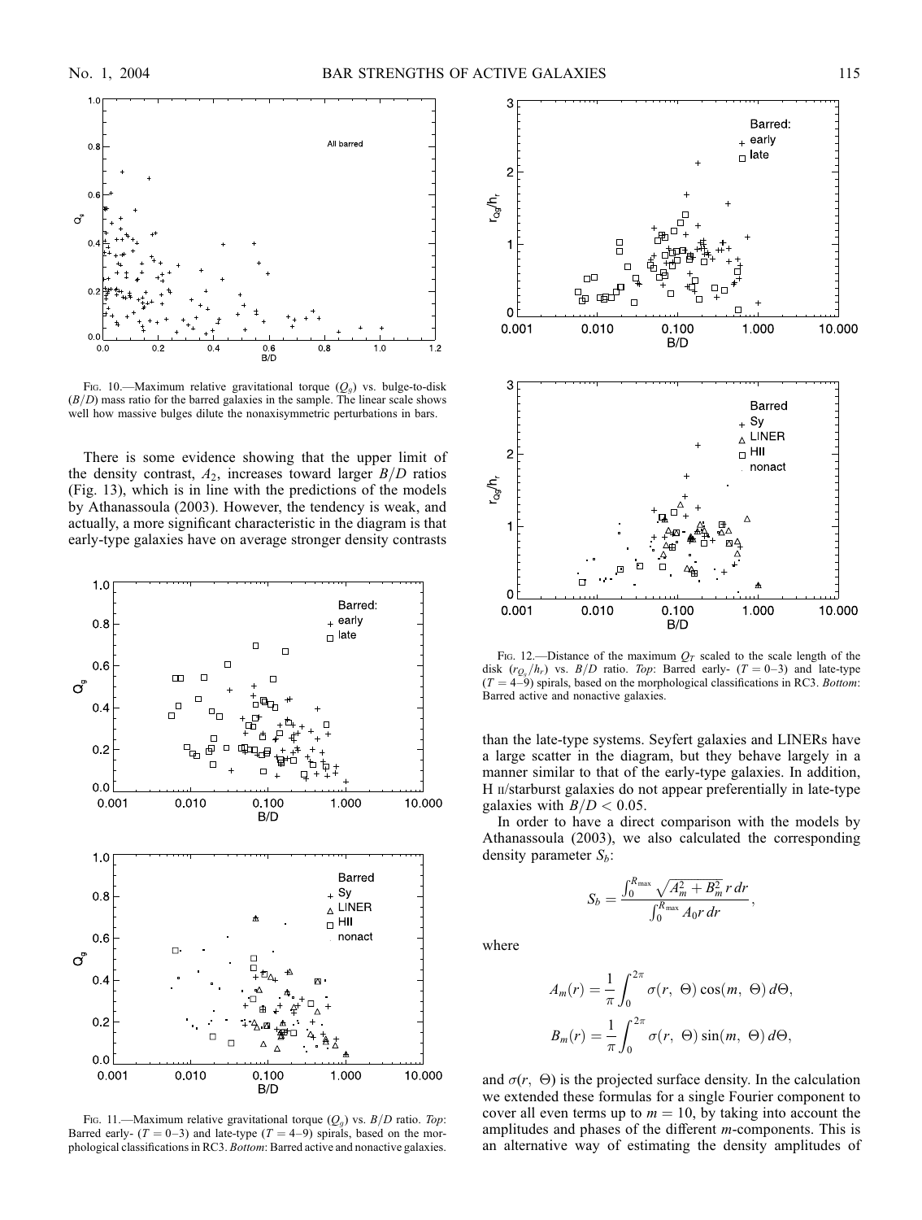FIG. 10.—Maximum relative gravitational torque ($Q_g$) vs. bulge-to-disk ($B/D$) mass ratio for the barred galaxies in the sample. The linear scale shows well how massive bulges dilute the nonaxisymmetric perturbations in bars.

There is some evidence showing that the upper limit of the density contrast, $A_2$, increases toward larger $B/D$ ratios (Fig. 13), which is in line with the predictions of the models by Athanassoula (2003). However, the tendency is weak, and actually, a more significant characteristic in the diagram is that early-type galaxies have on average stronger density contrasts than the late-type systems. Seyfert galaxies and LINERs have a large scatter in the diagram, but they behave largely in a manner similar to that of the early-type galaxies. In addition, H II/starburst galaxies do not appear preferentially in late-type galaxies with $B/D < 0.05$.

FIG. 11.—Maximum relative gravitational torque ($Q_g$) vs. $B/D$ ratio. *Top*: Barred early- ($T = 0$–$3$) and late-type ($T = 4$–$9$) spirals, based on the morphological classifications in RC3. *Bottom*: Barred active and nonactive galaxies.

FIG. 12.—Distance of the maximum $Q_T$ scaled to the scale length of the disk ($r_{Q_g}/h_r$) vs. $B/D$ ratio. *Top*: Barred early- ($T = 0$–$3$) and late-type ($T = 4$–$9$) spirals, based on the morphological classifications in RC3. *Bottom*: Barred active and nonactive galaxies.

In order to have a direct comparison with the models by Athanassoula (2003), we also calculated the corresponding density parameter $S_b$:

$$S_b = \frac{\int_0^{R_{\max}} \sqrt{A_m^2 + B_m^2}\, r\, dr}{\int_0^{R_{\max}} A_0 r\, dr},$$

where

$$A_m(r) = \frac{1}{\pi} \int_0^{2\pi} \sigma(r,\ \Theta) \cos(m,\ \Theta)\, d\Theta,$$

$$B_m(r) = \frac{1}{\pi} \int_0^{2\pi} \sigma(r,\ \Theta) \sin(m,\ \Theta)\, d\Theta,$$

and $\sigma(r,\ \Theta)$ is the projected surface density. In the calculation we extended these formulas for a single Fourier component to cover all even terms up to $m = 10$, by taking into account the amplitudes and phases of the different $m$-components. This is an alternative way of estimating the density amplitudes of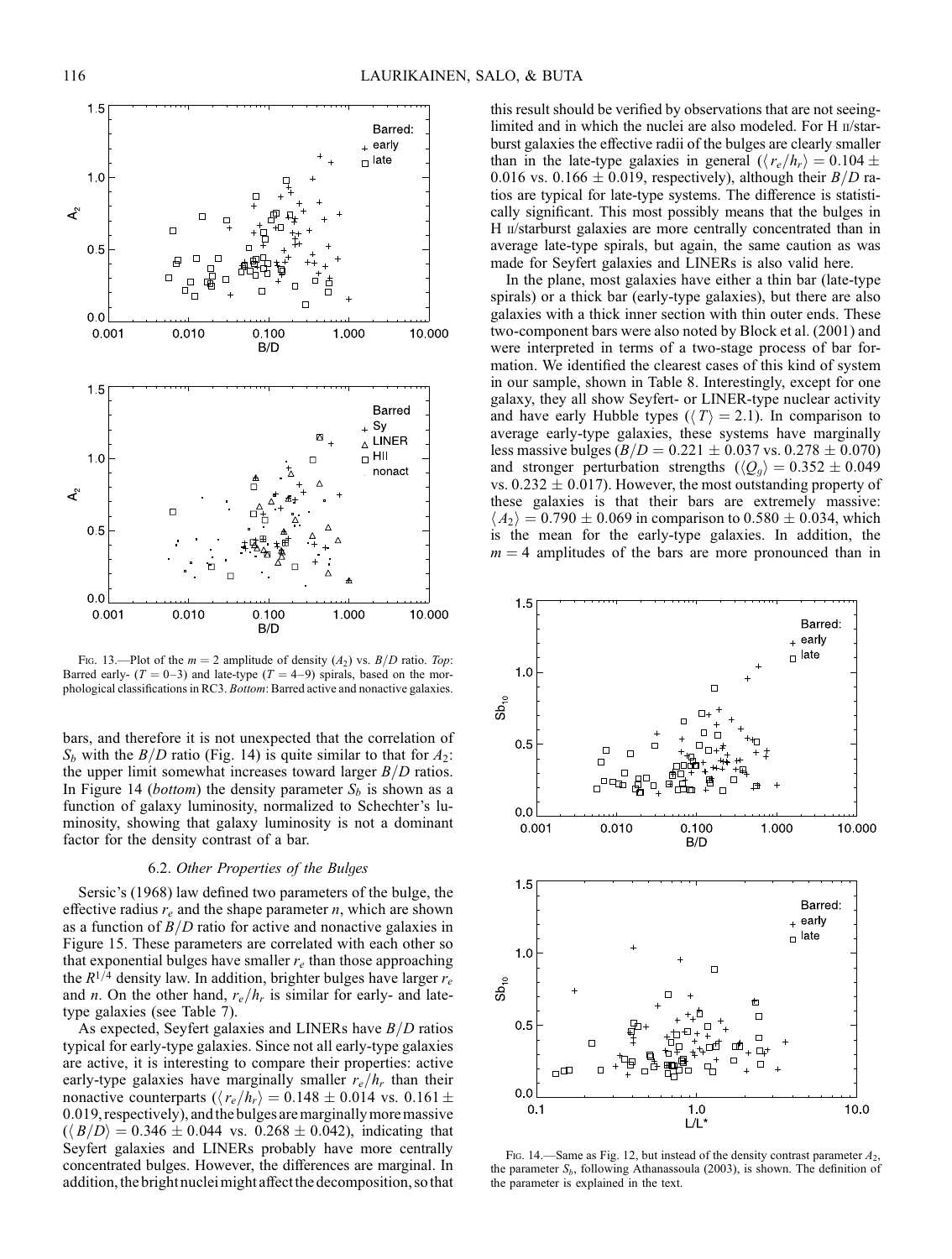FIG. 13.—Plot of the $m = 2$ amplitude of density ($A_2$) vs. $B/D$ ratio. *Top*: Barred early- ($T = 0$–3) and late-type ($T = 4$–9) spirals, based on the morphological classifications in RC3. *Bottom*: Barred active and nonactive galaxies.

bars, and therefore it is not unexpected that the correlation of $S_b$ with the $B/D$ ratio (Fig. 14) is quite similar to that for $A_2$: the upper limit somewhat increases toward larger $B/D$ ratios. In Figure 14 (*bottom*) the density parameter $S_b$ is shown as a function of galaxy luminosity, normalized to Schechter's luminosity, showing that galaxy luminosity is not a dominant factor for the density contrast of a bar.

### 6.2. *Other Properties of the Bulges*

Sersic's (1968) law defined two parameters of the bulge, the effective radius $r_e$ and the shape parameter $n$, which are shown as a function of $B/D$ ratio for active and nonactive galaxies in Figure 15. These parameters are correlated with each other so that exponential bulges have smaller $r_e$ than those approaching the $R^{1/4}$ density law. In addition, brighter bulges have larger $r_e$ and $n$. On the other hand, $r_e/h_r$ is similar for early- and late-type galaxies (see Table 7).

As expected, Seyfert galaxies and LINERs have $B/D$ ratios typical for early-type galaxies. Since not all early-type galaxies are active, it is interesting to compare their properties: active early-type galaxies have marginally smaller $r_e/h_r$ than their nonactive counterparts ($\langle r_e/h_r \rangle = 0.148 \pm 0.014$ vs. $0.161 \pm 0.019$, respectively), and the bulges are marginally more massive ($\langle B/D \rangle = 0.346 \pm 0.044$ vs. $0.268 \pm 0.042$), indicating that Seyfert galaxies and LINERs probably have more centrally concentrated bulges. However, the differences are marginal. In addition, the bright nuclei might affect the decomposition, so that this result should be verified by observations that are not seeing-limited and in which the nuclei are also modeled. For H II/starburst galaxies the effective radii of the bulges are clearly smaller than in the late-type galaxies in general ($\langle r_e/h_r \rangle = 0.104 \pm 0.016$ vs. $0.166 \pm 0.019$, respectively), although their $B/D$ ratios are typical for late-type systems. The difference is statistically significant. This most possibly means that the bulges in H II/starburst galaxies are more centrally concentrated than in average late-type spirals, but again, the same caution as was made for Seyfert galaxies and LINERs is also valid here.

In the plane, most galaxies have either a thin bar (late-type spirals) or a thick bar (early-type galaxies), but there are also galaxies with a thick inner section with thin outer ends. These two-component bars were also noted by Block et al. (2001) and were interpreted in terms of a two-stage process of bar formation. We identified the clearest cases of this kind of system in our sample, shown in Table 8. Interestingly, except for one galaxy, they all show Seyfert- or LINER-type nuclear activity and have early Hubble types ($\langle T \rangle = 2.1$). In comparison to average early-type galaxies, these systems have marginally less massive bulges ($B/D = 0.221 \pm 0.037$ vs. $0.278 \pm 0.070$) and stronger perturbation strengths ($\langle Q_g \rangle = 0.352 \pm 0.049$ vs. $0.232 \pm 0.017$). However, the most outstanding property of these galaxies is that their bars are extremely massive: $\langle A_2 \rangle = 0.790 \pm 0.069$ in comparison to $0.580 \pm 0.034$, which is the mean for the early-type galaxies. In addition, the $m = 4$ amplitudes of the bars are more pronounced than in

FIG. 14.—Same as Fig. 12, but instead of the density contrast parameter $A_2$, the parameter $S_b$, following Athanassoula (2003), is shown. The definition of the parameter is explained in the text.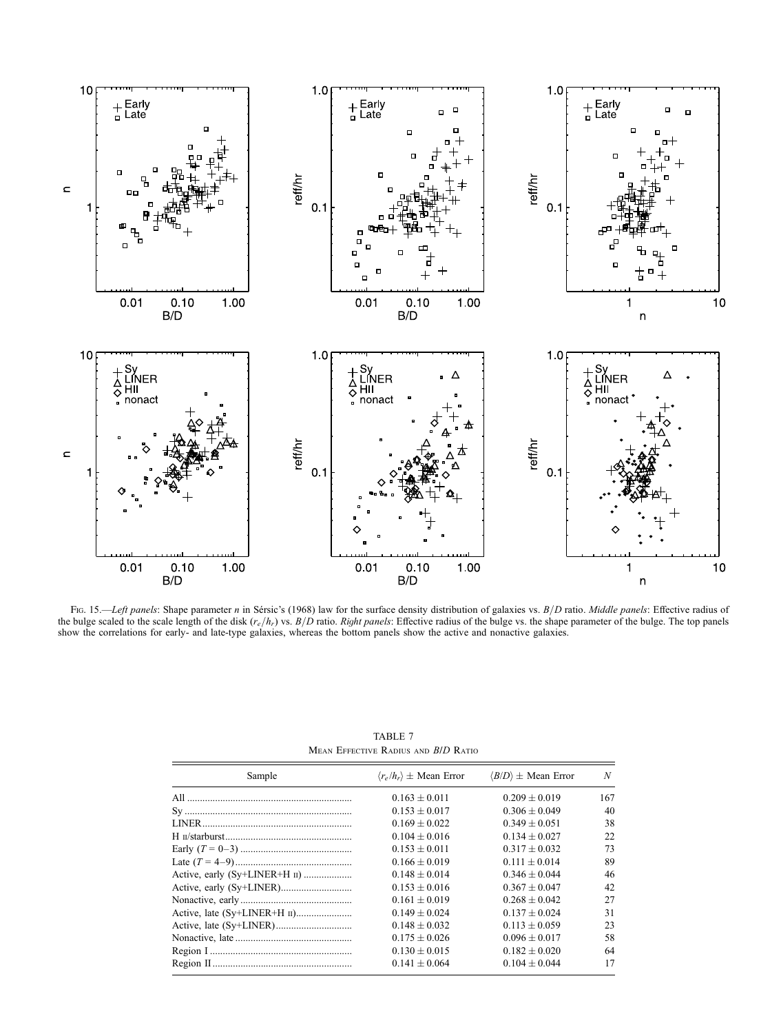Fig. 15.—*Left panels*: Shape parameter $n$ in Sérsic's (1968) law for the surface density distribution of galaxies vs. $B/D$ ratio. *Middle panels*: Effective radius of the bulge scaled to the scale length of the disk ($r_e/h_r$) vs. $B/D$ ratio. *Right panels*: Effective radius of the bulge vs. the shape parameter of the bulge. The top panels show the correlations for early- and late-type galaxies, whereas the bottom panels show the active and nonactive galaxies.

TABLE 7
Mean Effective Radius and $B/D$ Ratio

| Sample | $\langle r_e/h_r \rangle \pm$ Mean Error | $\langle B/D \rangle \pm$ Mean Error | $N$ |
|---|---|---|---|
| All | $0.163 \pm 0.011$ | $0.209 \pm 0.019$ | 167 |
| Sy | $0.153 \pm 0.017$ | $0.306 \pm 0.049$ | 40 |
| LINER | $0.169 \pm 0.022$ | $0.349 \pm 0.051$ | 38 |
| H II/starburst | $0.104 \pm 0.016$ | $0.134 \pm 0.027$ | 22 |
| Early ($T$ = 0–3) | $0.153 \pm 0.011$ | $0.317 \pm 0.032$ | 73 |
| Late ($T$ = 4–9) | $0.166 \pm 0.019$ | $0.111 \pm 0.014$ | 89 |
| Active, early (Sy+LINER+H II) | $0.148 \pm 0.014$ | $0.346 \pm 0.044$ | 46 |
| Active, early (Sy+LINER) | $0.153 \pm 0.016$ | $0.367 \pm 0.047$ | 42 |
| Nonactive, early | $0.161 \pm 0.019$ | $0.268 \pm 0.042$ | 27 |
| Active, late (Sy+LINER+H II) | $0.149 \pm 0.024$ | $0.137 \pm 0.024$ | 31 |
| Active, late (Sy+LINER) | $0.148 \pm 0.032$ | $0.113 \pm 0.059$ | 23 |
| Nonactive, late | $0.175 \pm 0.026$ | $0.096 \pm 0.017$ | 58 |
| Region I | $0.130 \pm 0.015$ | $0.182 \pm 0.020$ | 64 |
| Region II | $0.141 \pm 0.064$ | $0.104 \pm 0.044$ | 17 |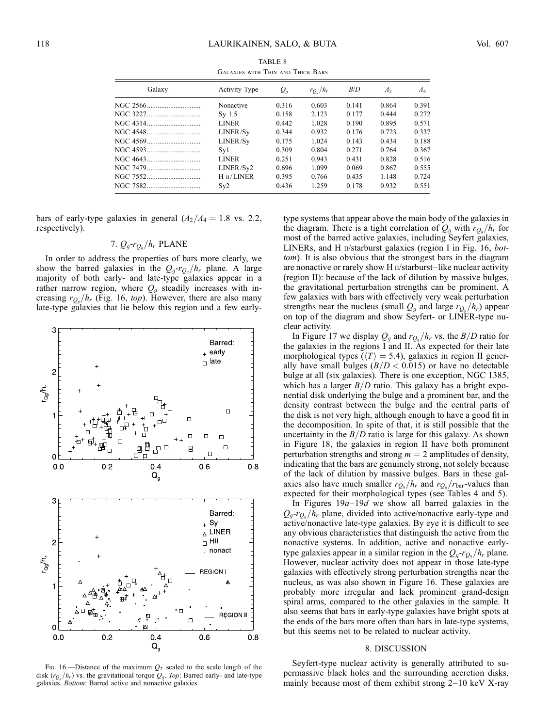TABLE 8

Galaxies with Thin and Thick Bars

| Galaxy | Activity Type | $Q_g$ | $r_{Q_g}/h_r$ | $B/D$ | $A_2$ | $A_4$ |
|---|---|---|---|---|---|---|
| NGC 2566 | Nonactive | 0.316 | 0.603 | 0.141 | 0.864 | 0.391 |
| NGC 3227 | Sy 1.5 | 0.158 | 2.123 | 0.177 | 0.444 | 0.272 |
| NGC 4314 | LINER | 0.442 | 1.028 | 0.190 | 0.895 | 0.571 |
| NGC 4548 | LINER/Sy | 0.344 | 0.932 | 0.176 | 0.723 | 0.337 |
| NGC 4569 | LINER/Sy | 0.175 | 1.024 | 0.143 | 0.434 | 0.188 |
| NGC 4593 | Sy1 | 0.309 | 0.804 | 0.271 | 0.764 | 0.367 |
| NGC 4643 | LINER | 0.251 | 0.943 | 0.431 | 0.828 | 0.516 |
| NGC 7479 | LINER/Sy2 | 0.696 | 1.099 | 0.069 | 0.867 | 0.555 |
| NGC 7552 | H II/LINER | 0.395 | 0.766 | 0.435 | 1.148 | 0.724 |
| NGC 7582 | Sy2 | 0.436 | 1.259 | 0.178 | 0.932 | 0.551 |

bars of early-type galaxies in general ($A_2/A_4 = 1.8$ vs. 2.2, respectively).

## 7. $Q_g$-$r_{Q_g}/h_r$ PLANE

In order to address the properties of bars more clearly, we show the barred galaxies in the $Q_g$-$r_{Q_g}/h_r$ plane. A large majority of both early- and late-type galaxies appear in a rather narrow region, where $Q_g$ steadily increases with increasing $r_{Q_g}/h_r$ (Fig. 16, *top*). However, there are also many late-type galaxies that lie below this region and a few early-type systems that appear above the main body of the galaxies in the diagram. There is a tight correlation of $Q_g$ with $r_{Q_g}/h_r$ for most of the barred active galaxies, including Seyfert galaxies, LINERs, and H II/starburst galaxies (region I in Fig. 16, *bottom*). It is also obvious that the strongest bars in the diagram are nonactive or rarely show H II/starburst–like nuclear activity (region II): because of the lack of dilution by massive bulges, the gravitational perturbation strengths can be prominent. A few galaxies with bars with effectively very weak perturbation strengths near the nucleus (small $Q_g$ and large $r_{Q_g}/h_r$) appear on top of the diagram and show Seyfert- or LINER-type nuclear activity.

Fig. 16.—Distance of the maximum $Q_T$ scaled to the scale length of the disk ($r_{Q_g}/h_r$) vs. the gravitational torque $Q_g$. *Top*: Barred early- and late-type galaxies. *Bottom*: Barred active and nonactive galaxies.

In Figure 17 we display $Q_g$ and $r_{Q_g}/h_r$ vs. the $B/D$ ratio for the galaxies in the regions I and II. As expected for their late morphological types ($\langle T \rangle = 5.4$), galaxies in region II generally have small bulges ($B/D < 0.015$) or have no detectable bulge at all (six galaxies). There is one exception, NGC 1385, which has a larger $B/D$ ratio. This galaxy has a bright exponential disk underlying the bulge and a prominent bar, and the density contrast between the bulge and the central parts of the disk is not very high, although enough to have a good fit in the decomposition. In spite of that, it is still possible that the uncertainty in the $B/D$ ratio is large for this galaxy. As shown in Figure 18, the galaxies in region II have both prominent perturbation strengths and strong $m = 2$ amplitudes of density, indicating that the bars are genuinely strong, not solely because of the lack of dilution by massive bulges. Bars in these galaxies also have much smaller $r_{Q_g}/h_r$ and $r_{Q_g}/r_{\rm bar}$-values than expected for their morphological types (see Tables 4 and 5).

In Figures 19*a*–19*d* we show all barred galaxies in the $Q_g$-$r_{Q_g}/h_r$ plane, divided into active/nonactive early-type and active/nonactive late-type galaxies. By eye it is difficult to see any obvious characteristics that distinguish the active from the nonactive systems. In addition, active and nonactive early-type galaxies appear in a similar region in the $Q_g$-$r_{Q_g}/h_r$ plane. However, nuclear activity does not appear in those late-type galaxies with effectively strong perturbation strengths near the nucleus, as was also shown in Figure 16. These galaxies are probably more irregular and lack prominent grand-design spiral arms, compared to the other galaxies in the sample. It also seems that bars in early-type galaxies have bright spots at the ends of the bars more often than bars in late-type systems, but this seems not to be related to nuclear activity.

## 8. DISCUSSION

Seyfert-type nuclear activity is generally attributed to supermassive black holes and the surrounding accretion disks, mainly because most of them exhibit strong 2–10 keV X-ray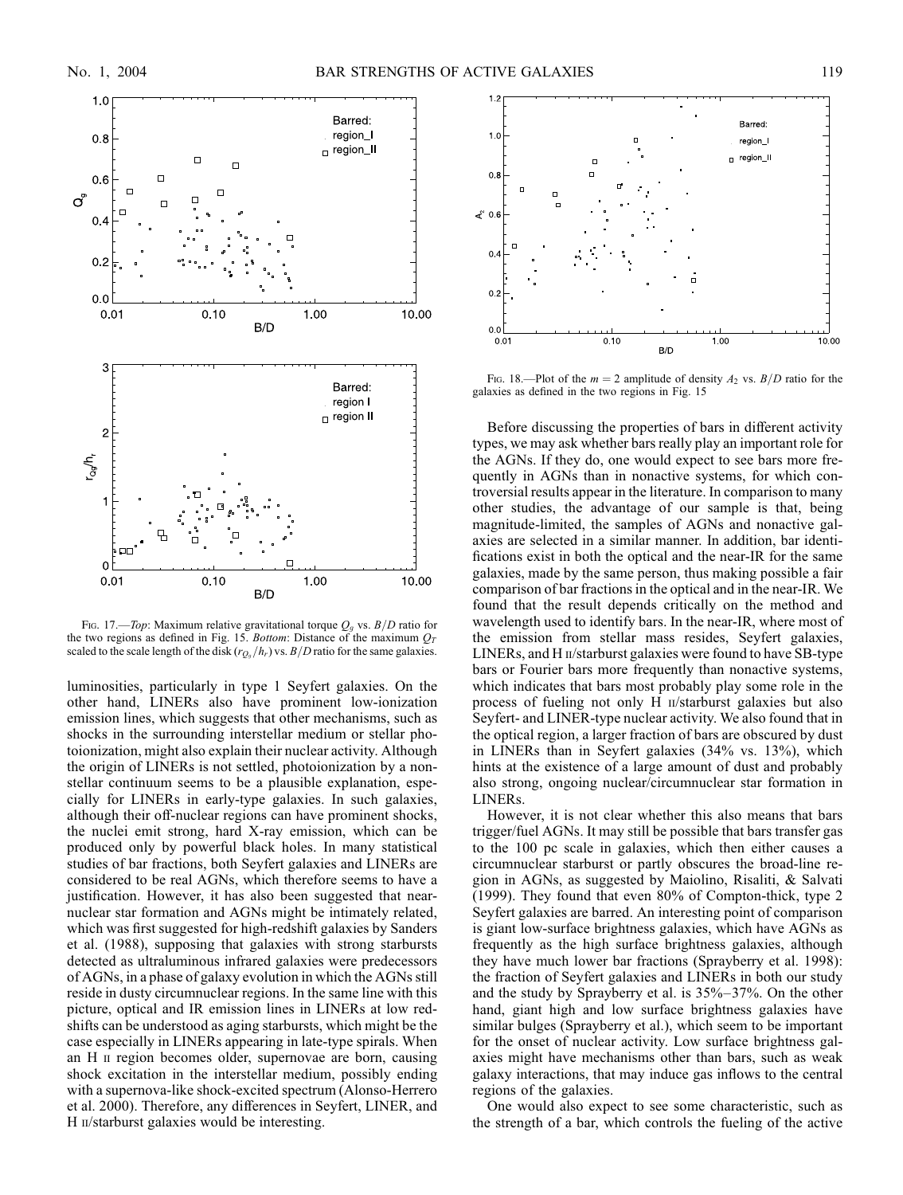1.0
0.8
0.6
$Q_g$
0.4
0.2
0.0
0.01
0.10
1.00
10.00
B/D

Barred:
region_I
region_II

3
2
$r_{Qg}/h_r$
1
0
0.01
0.10
1.00
10.00
B/D

Barred:
region I
region II

Fig. 17.—*Top*: Maximum relative gravitational torque $Q_g$ vs. $B/D$ ratio for the two regions as defined in Fig. 15. *Bottom*: Distance of the maximum $Q_T$ scaled to the scale length of the disk ($r_{Q_g}/h_r$) vs. $B/D$ ratio for the same galaxies.

1.2
1.0
0.8
$A_2$
0.6
0.4
0.2
0.0
0.01
0.10
1.00
10.00
B/D

Barred:
region_I
region_II

Fig. 18.—Plot of the $m = 2$ amplitude of density $A_2$ vs. $B/D$ ratio for the galaxies as defined in the two regions in Fig. 15

luminosities, particularly in type 1 Seyfert galaxies. On the other hand, LINERs also have prominent low-ionization emission lines, which suggests that other mechanisms, such as shocks in the surrounding interstellar medium or stellar photoionization, might also explain their nuclear activity. Although the origin of LINERs is not settled, photoionization by a nonstellar continuum seems to be a plausible explanation, especially for LINERs in early-type galaxies. In such galaxies, although their off-nuclear regions can have prominent shocks, the nuclei emit strong, hard X-ray emission, which can be produced only by powerful black holes. In many statistical studies of bar fractions, both Seyfert galaxies and LINERs are considered to be real AGNs, which therefore seems to have a justification. However, it has also been suggested that near-nuclear star formation and AGNs might be intimately related, which was first suggested for high-redshift galaxies by Sanders et al. (1988), supposing that galaxies with strong starbursts detected as ultraluminous infrared galaxies were predecessors of AGNs, in a phase of galaxy evolution in which the AGNs still reside in dusty circumnuclear regions. In the same line with this picture, optical and IR emission lines in LINERs at low redshifts can be understood as aging starbursts, which might be the case especially in LINERs appearing in late-type spirals. When an H II region becomes older, supernovae are born, causing shock excitation in the interstellar medium, possibly ending with a supernova-like shock-excited spectrum (Alonso-Herrero et al. 2000). Therefore, any differences in Seyfert, LINER, and H II/starburst galaxies would be interesting.

Before discussing the properties of bars in different activity types, we may ask whether bars really play an important role for the AGNs. If they do, one would expect to see bars more frequently in AGNs than in nonactive systems, for which controversial results appear in the literature. In comparison to many other studies, the advantage of our sample is that, being magnitude-limited, the samples of AGNs and nonactive galaxies are selected in a similar manner. In addition, bar identifications exist in both the optical and the near-IR for the same galaxies, made by the same person, thus making possible a fair comparison of bar fractions in the optical and in the near-IR. We found that the result depends critically on the method and wavelength used to identify bars. In the near-IR, where most of the emission from stellar mass resides, Seyfert galaxies, LINERs, and H II/starburst galaxies were found to have SB-type bars or Fourier bars more frequently than nonactive systems, which indicates that bars most probably play some role in the process of fueling not only H II/starburst galaxies but also Seyfert- and LINER-type nuclear activity. We also found that in the optical region, a larger fraction of bars are obscured by dust in LINERs than in Seyfert galaxies (34% vs. 13%), which hints at the existence of a large amount of dust and probably also strong, ongoing nuclear/circumnuclear star formation in LINERs.

However, it is not clear whether this also means that bars trigger/fuel AGNs. It may still be possible that bars transfer gas to the 100 pc scale in galaxies, which then either causes a circumnuclear starburst or partly obscures the broad-line region in AGNs, as suggested by Maiolino, Risaliti, & Salvati (1999). They found that even 80% of Compton-thick, type 2 Seyfert galaxies are barred. An interesting point of comparison is giant low-surface brightness galaxies, which have AGNs as frequently as the high surface brightness galaxies, although they have much lower bar fractions (Sprayberry et al. 1998): the fraction of Seyfert galaxies and LINERs in both our study and the study by Sprayberry et al. is 35%–37%. On the other hand, giant high and low surface brightness galaxies have similar bulges (Sprayberry et al.), which seem to be important for the onset of nuclear activity. Low surface brightness galaxies might have mechanisms other than bars, such as weak galaxy interactions, that may induce gas inflows to the central regions of the galaxies.

One would also expect to see some characteristic, such as the strength of a bar, which controls the fueling of the active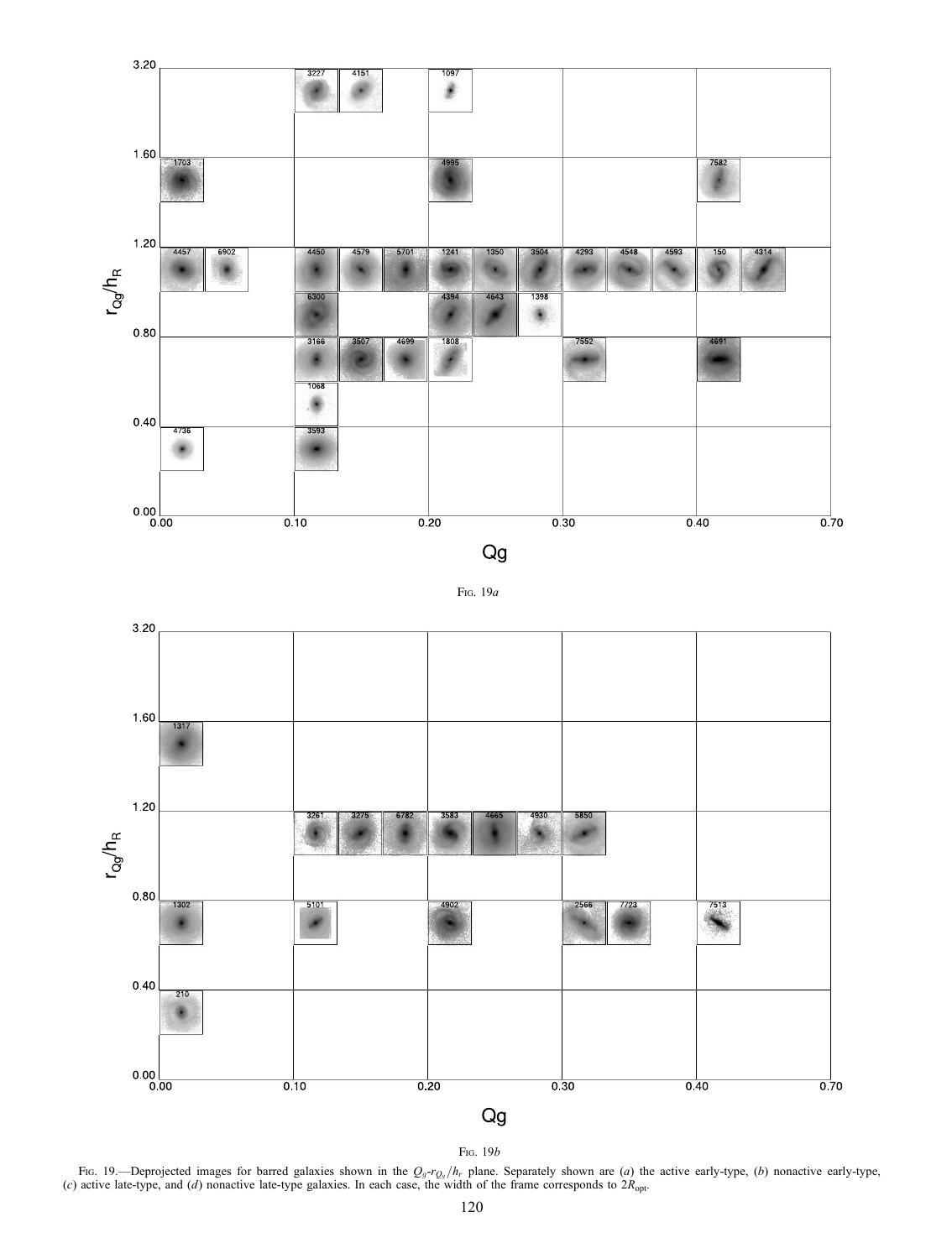Fig. 19*a*

Fig. 19*b*

Fig. 19.—Deprojected images for barred galaxies shown in the $Q_g$-$r_{Q_g}/h_r$ plane. Separately shown are (*a*) the active early-type, (*b*) nonactive early-type, (*c*) active late-type, and (*d*) nonactive late-type galaxies. In each case, the width of the frame corresponds to $2R_{\rm opt}$.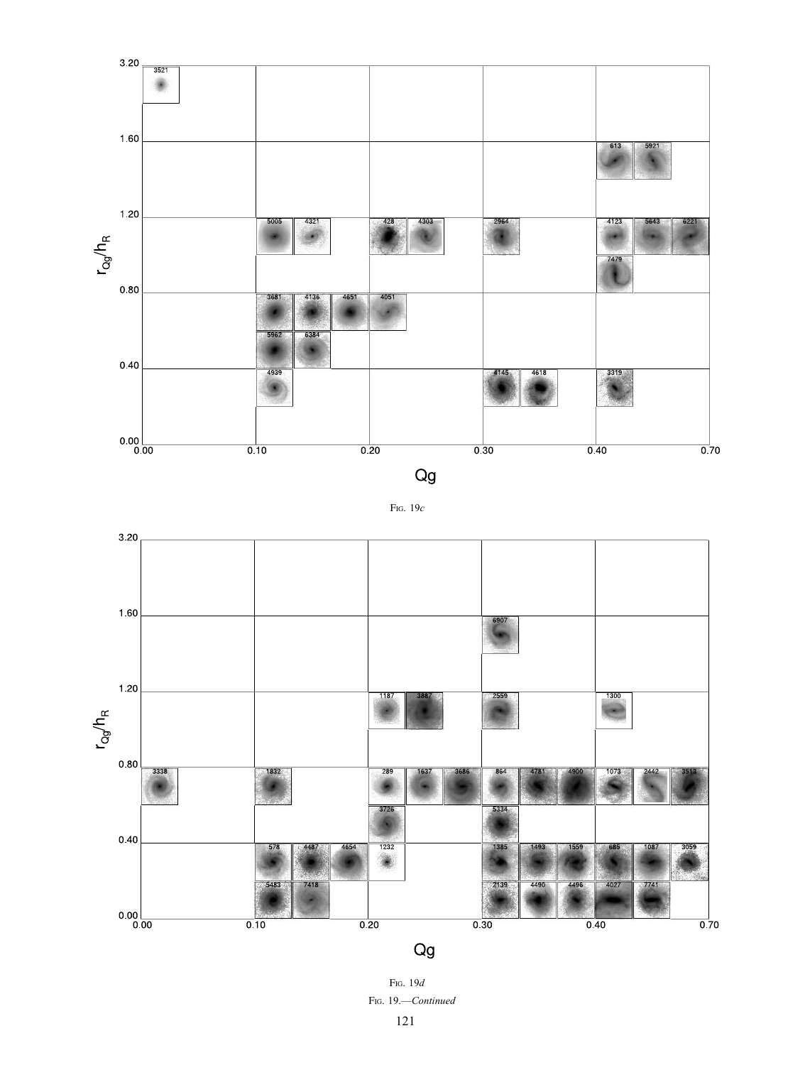Fig. 19*c*

Fig. 19*d*

Fig. 19.—*Continued*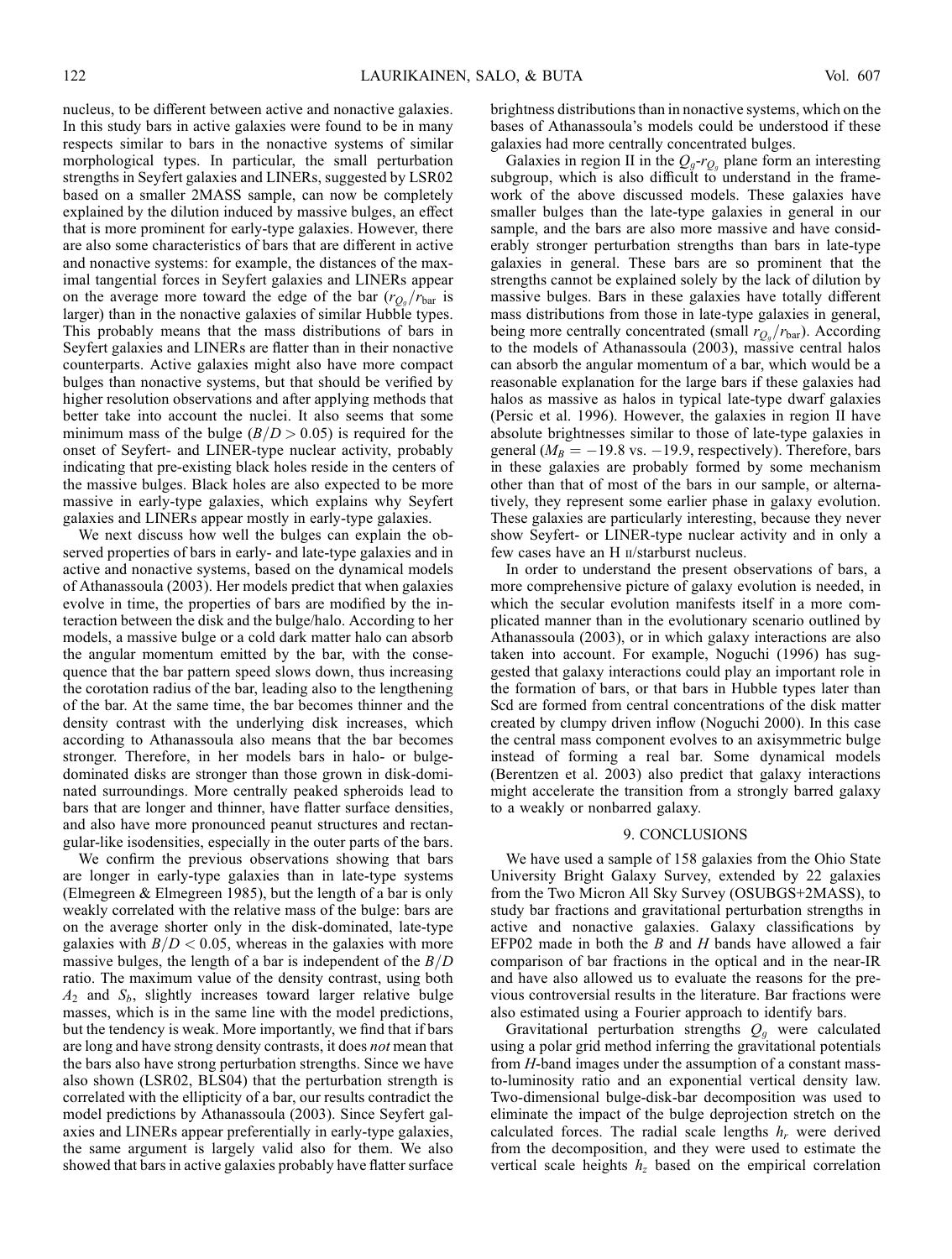nucleus, to be different between active and nonactive galaxies. In this study bars in active galaxies were found to be in many respects similar to bars in the nonactive systems of similar morphological types. In particular, the small perturbation strengths in Seyfert galaxies and LINERs, suggested by LSR02 based on a smaller 2MASS sample, can now be completely explained by the dilution induced by massive bulges, an effect that is more prominent for early-type galaxies. However, there are also some characteristics of bars that are different in active and nonactive systems: for example, the distances of the maximal tangential forces in Seyfert galaxies and LINERs appear on the average more toward the edge of the bar ($r_{Q_g}/r_{\rm bar}$ is larger) than in the nonactive galaxies of similar Hubble types. This probably means that the mass distributions of bars in Seyfert galaxies and LINERs are flatter than in their nonactive counterparts. Active galaxies might also have more compact bulges than nonactive systems, but that should be verified by higher resolution observations and after applying methods that better take into account the nuclei. It also seems that some minimum mass of the bulge ($B/D > 0.05$) is required for the onset of Seyfert- and LINER-type nuclear activity, probably indicating that pre-existing black holes reside in the centers of the massive bulges. Black holes are also expected to be more massive in early-type galaxies, which explains why Seyfert galaxies and LINERs appear mostly in early-type galaxies.

We next discuss how well the bulges can explain the observed properties of bars in early- and late-type galaxies and in active and nonactive systems, based on the dynamical models of Athanassoula (2003). Her models predict that when galaxies evolve in time, the properties of bars are modified by the interaction between the disk and the bulge/halo. According to her models, a massive bulge or a cold dark matter halo can absorb the angular momentum emitted by the bar, with the consequence that the bar pattern speed slows down, thus increasing the corotation radius of the bar, leading also to the lengthening of the bar. At the same time, the bar becomes thinner and the density contrast with the underlying disk increases, which according to Athanassoula also means that the bar becomes stronger. Therefore, in her models bars in halo- or bulge-dominated disks are stronger than those grown in disk-dominated surroundings. More centrally peaked spheroids lead to bars that are longer and thinner, have flatter surface densities, and also have more pronounced peanut structures and rectangular-like isodensities, especially in the outer parts of the bars.

We confirm the previous observations showing that bars are longer in early-type galaxies than in late-type systems (Elmegreen & Elmegreen 1985), but the length of a bar is only weakly correlated with the relative mass of the bulge: bars are on the average shorter only in the disk-dominated, late-type galaxies with $B/D < 0.05$, whereas in the galaxies with more massive bulges, the length of a bar is independent of the $B/D$ ratio. The maximum value of the density contrast, using both $A_2$ and $S_b$, slightly increases toward larger relative bulge masses, which is in the same line with the model predictions, but the tendency is weak. More importantly, we find that if bars are long and have strong density contrasts, it does *not* mean that the bars also have strong perturbation strengths. Since we have also shown (LSR02, BLS04) that the perturbation strength is correlated with the ellipticity of a bar, our results contradict the model predictions by Athanassoula (2003). Since Seyfert galaxies and LINERs appear preferentially in early-type galaxies, the same argument is largely valid also for them. We also showed that bars in active galaxies probably have flatter surface brightness distributions than in nonactive systems, which on the bases of Athanassoula's models could be understood if these galaxies had more centrally concentrated bulges.

Galaxies in region II in the $Q_g$-$r_{Q_g}$ plane form an interesting subgroup, which is also difficult to understand in the framework of the above discussed models. These galaxies have smaller bulges than the late-type galaxies in general in our sample, and the bars are also more massive and have considerably stronger perturbation strengths than bars in late-type galaxies in general. These bars are so prominent that the strengths cannot be explained solely by the lack of dilution by massive bulges. Bars in these galaxies have totally different mass distributions from those in late-type galaxies in general, being more centrally concentrated (small $r_{Q_g}/r_{\rm bar}$). According to the models of Athanassoula (2003), massive central halos can absorb the angular momentum of a bar, which would be a reasonable explanation for the large bars if these galaxies had halos as massive as halos in typical late-type dwarf galaxies (Persic et al. 1996). However, the galaxies in region II have absolute brightnesses similar to those of late-type galaxies in general ($M_B = -19.8$ vs. $-19.9$, respectively). Therefore, bars in these galaxies are probably formed by some mechanism other than that of most of the bars in our sample, or alternatively, they represent some earlier phase in galaxy evolution. These galaxies are particularly interesting, because they never show Seyfert- or LINER-type nuclear activity and in only a few cases have an H II/starburst nucleus.

In order to understand the present observations of bars, a more comprehensive picture of galaxy evolution is needed, in which the secular evolution manifests itself in a more complicated manner than in the evolutionary scenario outlined by Athanassoula (2003), or in which galaxy interactions are also taken into account. For example, Noguchi (1996) has suggested that galaxy interactions could play an important role in the formation of bars, or that bars in Hubble types later than Scd are formed from central concentrations of the disk matter created by clumpy driven inflow (Noguchi 2000). In this case the central mass component evolves to an axisymmetric bulge instead of forming a real bar. Some dynamical models (Berentzen et al. 2003) also predict that galaxy interactions might accelerate the transition from a strongly barred galaxy to a weakly or nonbarred galaxy.

## 9. CONCLUSIONS

We have used a sample of 158 galaxies from the Ohio State University Bright Galaxy Survey, extended by 22 galaxies from the Two Micron All Sky Survey (OSUBGS+2MASS), to study bar fractions and gravitational perturbation strengths in active and nonactive galaxies. Galaxy classifications by EFP02 made in both the $B$ and $H$ bands have allowed a fair comparison of bar fractions in the optical and in the near-IR and have also allowed us to evaluate the reasons for the previous controversial results in the literature. Bar fractions were also estimated using a Fourier approach to identify bars.

Gravitational perturbation strengths $Q_g$ were calculated using a polar grid method inferring the gravitational potentials from $H$-band images under the assumption of a constant mass-to-luminosity ratio and an exponential vertical density law. Two-dimensional bulge-disk-bar decomposition was used to eliminate the impact of the bulge deprojection stretch on the calculated forces. The radial scale lengths $h_r$ were derived from the decomposition, and they were used to estimate the vertical scale heights $h_z$ based on the empirical correlation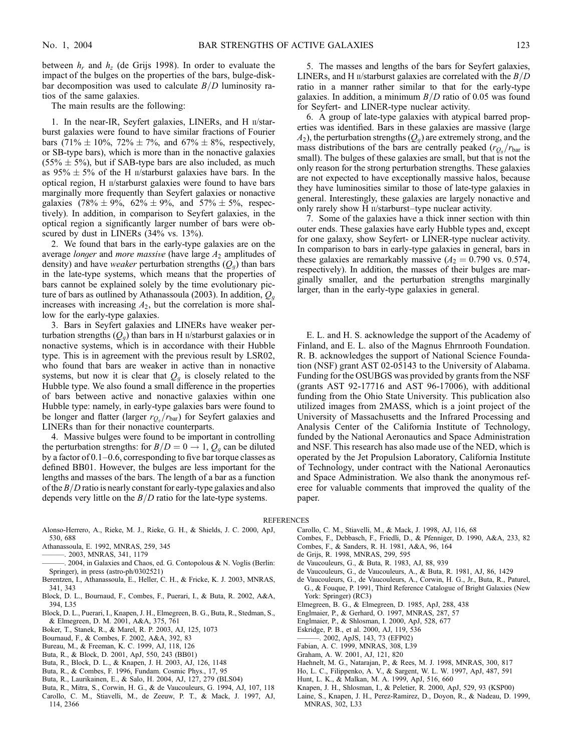between $h_r$ and $h_z$ (de Grijs 1998). In order to evaluate the impact of the bulges on the properties of the bars, bulge-disk-bar decomposition was used to calculate $B/D$ luminosity ratios of the same galaxies.

The main results are the following:

1. In the near-IR, Seyfert galaxies, LINERs, and H II/starburst galaxies were found to have similar fractions of Fourier bars (71% ± 10%, 72% ± 7%, and 67% ± 8%, respectively, or SB-type bars), which is more than in the nonactive galaxies (55% ± 5%), but if SAB-type bars are also included, as much as 95% ± 5% of the H II/starburst galaxies have bars. In the optical region, H II/starburst galaxies were found to have bars marginally more frequently than Seyfert galaxies or nonactive galaxies (78% ± 9%, 62% ± 9%, and 57% ± 5%, respectively). In addition, in comparison to Seyfert galaxies, in the optical region a significantly larger number of bars were obscured by dust in LINERs (34% vs. 13%).

2. We found that bars in the early-type galaxies are on the average *longer* and *more massive* (have large $A_2$ amplitudes of density) and have *weaker* perturbation strengths ($Q_g$) than bars in the late-type systems, which means that the properties of bars cannot be explained solely by the time evolutionary picture of bars as outlined by Athanassoula (2003). In addition, $Q_g$ increases with increasing $A_2$, but the correlation is more shallow for the early-type galaxies.

3. Bars in Seyfert galaxies and LINERs have weaker perturbation strengths ($Q_g$) than bars in H II/starburst galaxies or in nonactive systems, which is in accordance with their Hubble type. This is in agreement with the previous result by LSR02, who found that bars are weaker in active than in nonactive systems, but now it is clear that $Q_g$ is closely related to the Hubble type. We also found a small difference in the properties of bars between active and nonactive galaxies within one Hubble type: namely, in early-type galaxies bars were found to be longer and flatter (larger $r_{Q_g}/r_{\rm bar}$) for Seyfert galaxies and LINERs than for their nonactive counterparts.

4. Massive bulges were found to be important in controlling the perturbation strengths: for $B/D = 0 \rightarrow 1$, $Q_g$ can be diluted by a factor of 0.1–0.6, corresponding to five bar torque classes as defined BB01. However, the bulges are less important for the lengths and masses of the bars. The length of a bar as a function of the $B/D$ ratio is nearly constant for early-type galaxies and also depends very little on the $B/D$ ratio for the late-type systems.

5. The masses and lengths of the bars for Seyfert galaxies, LINERs, and H II/starburst galaxies are correlated with the $B/D$ ratio in a manner rather similar to that for the early-type galaxies. In addition, a minimum $B/D$ ratio of 0.05 was found for Seyfert- and LINER-type nuclear activity.

6. A group of late-type galaxies with atypical barred properties was identified. Bars in these galaxies are massive (large $A_2$), the perturbation strengths ($Q_g$) are extremely strong, and the mass distributions of the bars are centrally peaked ($r_{Q_g}/r_{\rm bar}$ is small). The bulges of these galaxies are small, but that is not the only reason for the strong perturbation strengths. These galaxies are not expected to have exceptionally massive halos, because they have luminosities similar to those of late-type galaxies in general. Interestingly, these galaxies are largely nonactive and only rarely show H II/starburst–type nuclear activity.

7. Some of the galaxies have a thick inner section with thin outer ends. These galaxies have early Hubble types and, except for one galaxy, show Seyfert- or LINER-type nuclear activity. In comparison to bars in early-type galaxies in general, bars in these galaxies are remarkably massive ($A_2 = 0.790$ vs. 0.574, respectively). In addition, the masses of their bulges are marginally smaller, and the perturbation strengths marginally larger, than in the early-type galaxies in general.

E. L. and H. S. acknowledge the support of the Academy of Finland, and E. L. also of the Magnus Ehrnrooth Foundation. R. B. acknowledges the support of National Science Foundation (NSF) grant AST 02-05143 to the University of Alabama. Funding for the OSUBGS was provided by grants from the NSF (grants AST 92-17716 and AST 96-17006), with additional funding from the Ohio State University. This publication also utilized images from 2MASS, which is a joint project of the University of Massachusetts and the Infrared Processing and Analysis Center of the California Institute of Technology, funded by the National Aeronautics and Space Administration and NSF. This research has also made use of the NED, which is operated by the Jet Propulsion Laboratory, California Institute of Technology, under contract with the National Aeronautics and Space Administration. We also thank the anonymous referee for valuable comments that improved the quality of the paper.

## REFERENCES

Alonso-Herrero, A., Rieke, M. J., Rieke, G. H., & Shields, J. C. 2000, ApJ, 530, 688
Athanassoula, E. 1992, MNRAS, 259, 345
———. 2003, MNRAS, 341, 1179
———. 2004, in Galaxies and Chaos, ed. G. Contopolous & N. Voglis (Berlin: Springer), in press (astro-ph/0302521)
Berentzen, I., Athanassoula, E., Heller, C. H., & Fricke, K. J. 2003, MNRAS, 341, 343
Block, D. L., Bournaud, F., Combes, F., Puerari, I., & Buta, R. 2002, A&A, 394, L35
Block, D. L., Puerari, I., Knapen, J. H., Elmegreen, B. G., Buta, R., Stedman, S., & Elmegreen, D. M. 2001, A&A, 375, 761
Boker, T., Stanek, R., & Marel, R. P. 2003, AJ, 125, 1073
Bournaud, F., & Combes, F. 2002, A&A, 392, 83
Bureau, M., & Freeman, K. C. 1999, AJ, 118, 126
Buta, R., & Block, D. 2001, ApJ, 550, 243 (BB01)
Buta, R., Block, D. L., & Knapen, J. H. 2003, AJ, 126, 1148
Buta, R., & Combes, F. 1996, Fundam. Cosmic Phys., 17, 95
Buta, R., Laurikainen, E., & Salo, H. 2004, AJ, 127, 279 (BLS04)
Buta, R., Mitra, S., Corwin, H. G., & de Vaucouleurs, G. 1994, AJ, 107, 118
Carollo, C. M., Stiavelli, M., de Zeeuw, P. T., & Mack, J. 1997, AJ, 114, 2366
Carollo, C. M., Stiavelli, M., & Mack, J. 1998, AJ, 116, 68
Combes, F., Debbasch, F., Friedli, D., & Pfenniger, D. 1990, A&A, 233, 82
Combes, F., & Sanders, R. H. 1981, A&A, 96, 164
de Grijs, R. 1998, MNRAS, 299, 595
de Vaucouleurs, G., & Buta, R. 1983, AJ, 88, 939
de Vaucouleurs, G., de Vaucouleurs, A., & Buta, R. 1981, AJ, 86, 1429
de Vaucouleurs, G., de Vaucouleurs, A., Corwin, H. G., Jr., Buta, R., Paturel, G., & Fouque, P. 1991, Third Reference Catalogue of Bright Galaxies (New York: Springer) (RC3)
Elmegreen, B. G., & Elmegreen, D. 1985, ApJ, 288, 438
Englmaier, P., & Gerhard, O. 1997, MNRAS, 287, 57
Englmaier, P., & Shlosman, I. 2000, ApJ, 528, 677
Eskridge, P. B., et al. 2000, AJ, 119, 536
———. 2002, ApJS, 143, 73 (EFP02)
Fabian, A. C. 1999, MNRAS, 308, L39
Graham, A. W. 2001, AJ, 121, 820
Haehnelt, M. G., Natarajan, P., & Rees, M. J. 1998, MNRAS, 300, 817
Ho, L. C., Filippenko, A. V., & Sargent, W. L. W. 1997, ApJ, 487, 591
Hunt, L. K., & Malkan, M. A. 1999, ApJ, 516, 660
Knapen, J. H., Shlosman, I., & Peletier, R. 2000, ApJ, 529, 93 (KSP00)
Laine, S., Knapen, J. H., Perez-Ramirez, D., Doyon, R., & Nadeau, D. 1999, MNRAS, 302, L33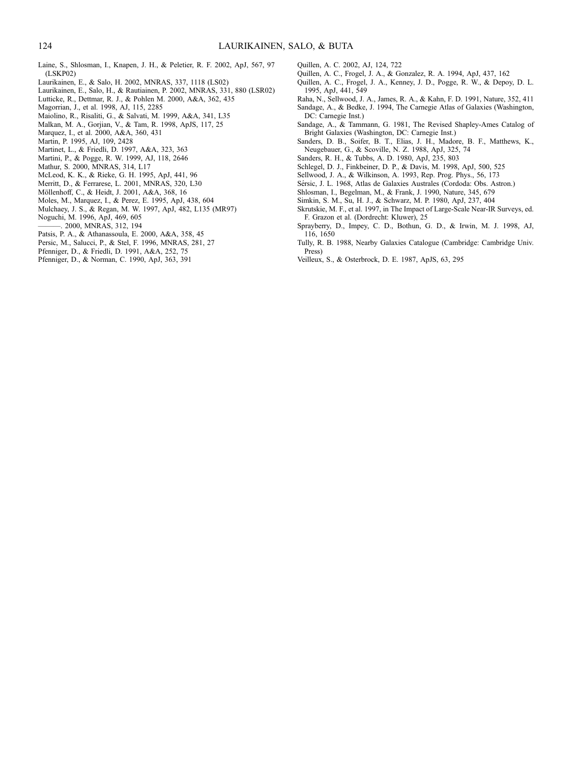Laine, S., Shlosman, I., Knapen, J. H., & Peletier, R. F. 2002, ApJ, 567, 97 (LSKP02)

Laurikainen, E., & Salo, H. 2002, MNRAS, 337, 1118 (LS02)

Laurikainen, E., Salo, H., & Rautiainen, P. 2002, MNRAS, 331, 880 (LSR02)

Lutticke, R., Dettmar, R. J., & Pohlen M. 2000, A&A, 362, 435

Magorrian, J., et al. 1998, AJ, 115, 2285

Maiolino, R., Risaliti, G., & Salvati, M. 1999, A&A, 341, L35

Malkan, M. A., Gorjian, V., & Tam, R. 1998, ApJS, 117, 25

Marquez, I., et al. 2000, A&A, 360, 431

Martin, P. 1995, AJ, 109, 2428

Martinet, L., & Friedli, D. 1997, A&A, 323, 363

Martini, P., & Pogge, R. W. 1999, AJ, 118, 2646

Mathur, S. 2000, MNRAS, 314, L17

McLeod, K. K., & Rieke, G. H. 1995, ApJ, 441, 96

Merritt, D., & Ferrarese, L. 2001, MNRAS, 320, L30

Möllenhoff, C., & Heidt, J. 2001, A&A, 368, 16

Moles, M., Marquez, I., & Perez, E. 1995, ApJ, 438, 604

Mulchaey, J. S., & Regan, M. W. 1997, ApJ, 482, L135 (MR97)

Noguchi, M. 1996, ApJ, 469, 605

———. 2000, MNRAS, 312, 194

Patsis, P. A., & Athanassoula, E. 2000, A&A, 358, 45

Persic, M., Salucci, P., & Stel, F. 1996, MNRAS, 281, 27

Pfenniger, D., & Friedli, D. 1991, A&A, 252, 75

Pfenniger, D., & Norman, C. 1990, ApJ, 363, 391

Quillen, A. C. 2002, AJ, 124, 722

Quillen, A. C., Frogel, J. A., & Gonzalez, R. A. 1994, ApJ, 437, 162

Quillen, A. C., Frogel, J. A., Kenney, J. D., Pogge, R. W., & Depoy, D. L. 1995, ApJ, 441, 549

Raha, N., Sellwood, J. A., James, R. A., & Kahn, F. D. 1991, Nature, 352, 411

Sandage, A., & Bedke, J. 1994, The Carnegie Atlas of Galaxies (Washington, DC: Carnegie Inst.)

Sandage, A., & Tammann, G. 1981, The Revised Shapley-Ames Catalog of Bright Galaxies (Washington, DC: Carnegie Inst.)

Sanders, D. B., Soifer, B. T., Elias, J. H., Madore, B. F., Matthews, K., Neugebauer, G., & Scoville, N. Z. 1988, ApJ, 325, 74

Sanders, R. H., & Tubbs, A. D. 1980, ApJ, 235, 803

Schlegel, D. J., Finkbeiner, D. P., & Davis, M. 1998, ApJ, 500, 525

Sellwood, J. A., & Wilkinson, A. 1993, Rep. Prog. Phys., 56, 173

Sérsic, J. L. 1968, Atlas de Galaxies Australes (Cordoda: Obs. Astron.)

Shlosman, I., Begelman, M., & Frank, J. 1990, Nature, 345, 679

Simkin, S. M., Su, H. J., & Schwarz, M. P. 1980, ApJ, 237, 404

Skrutskie, M. F., et al. 1997, in The Impact of Large-Scale Near-IR Surveys, ed. F. Grazon et al. (Dordrecht: Kluwer), 25

Sprayberry, D., Impey, C. D., Bothun, G. D., & Irwin, M. J. 1998, AJ, 116, 1650

Tully, R. B. 1988, Nearby Galaxies Catalogue (Cambridge: Cambridge Univ. Press)

Veilleux, S., & Osterbrock, D. E. 1987, ApJS, 63, 295